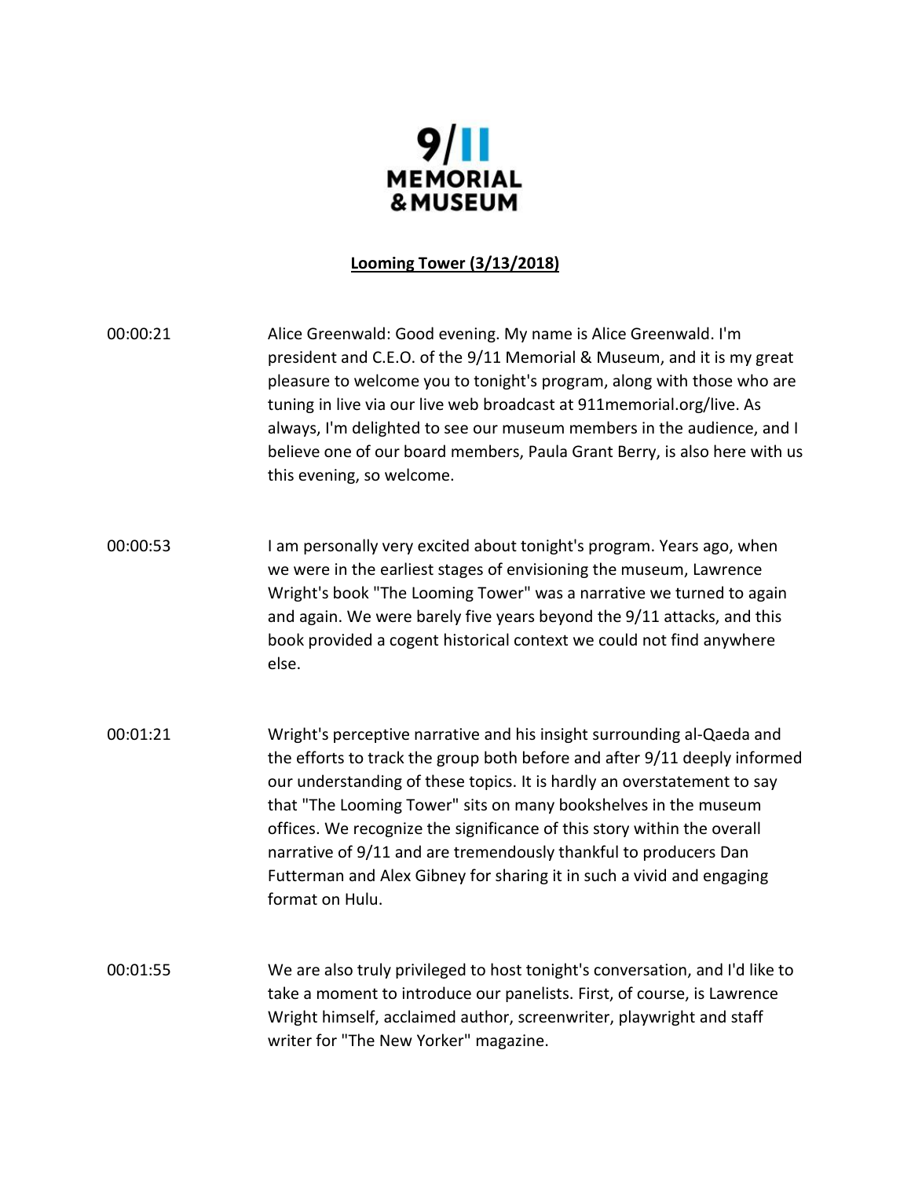9/11 MEMORIAL & MUSEUM

**Looming Tower (3/13/2018)**

| | |
|---|---|
| 00:00:21 | Alice Greenwald: Good evening. My name is Alice Greenwald. I'm president and C.E.O. of the 9/11 Memorial & Museum, and it is my great pleasure to welcome you to tonight's program, along with those who are tuning in live via our live web broadcast at 911memorial.org/live. As always, I'm delighted to see our museum members in the audience, and I believe one of our board members, Paula Grant Berry, is also here with us this evening, so welcome. |
| 00:00:53 | I am personally very excited about tonight's program. Years ago, when we were in the earliest stages of envisioning the museum, Lawrence Wright's book "The Looming Tower" was a narrative we turned to again and again. We were barely five years beyond the 9/11 attacks, and this book provided a cogent historical context we could not find anywhere else. |
| 00:01:21 | Wright's perceptive narrative and his insight surrounding al-Qaeda and the efforts to track the group both before and after 9/11 deeply informed our understanding of these topics. It is hardly an overstatement to say that "The Looming Tower" sits on many bookshelves in the museum offices. We recognize the significance of this story within the overall narrative of 9/11 and are tremendously thankful to producers Dan Futterman and Alex Gibney for sharing it in such a vivid and engaging format on Hulu. |
| 00:01:55 | We are also truly privileged to host tonight's conversation, and I'd like to take a moment to introduce our panelists. First, of course, is Lawrence Wright himself, acclaimed author, screenwriter, playwright and staff writer for "The New Yorker" magazine. |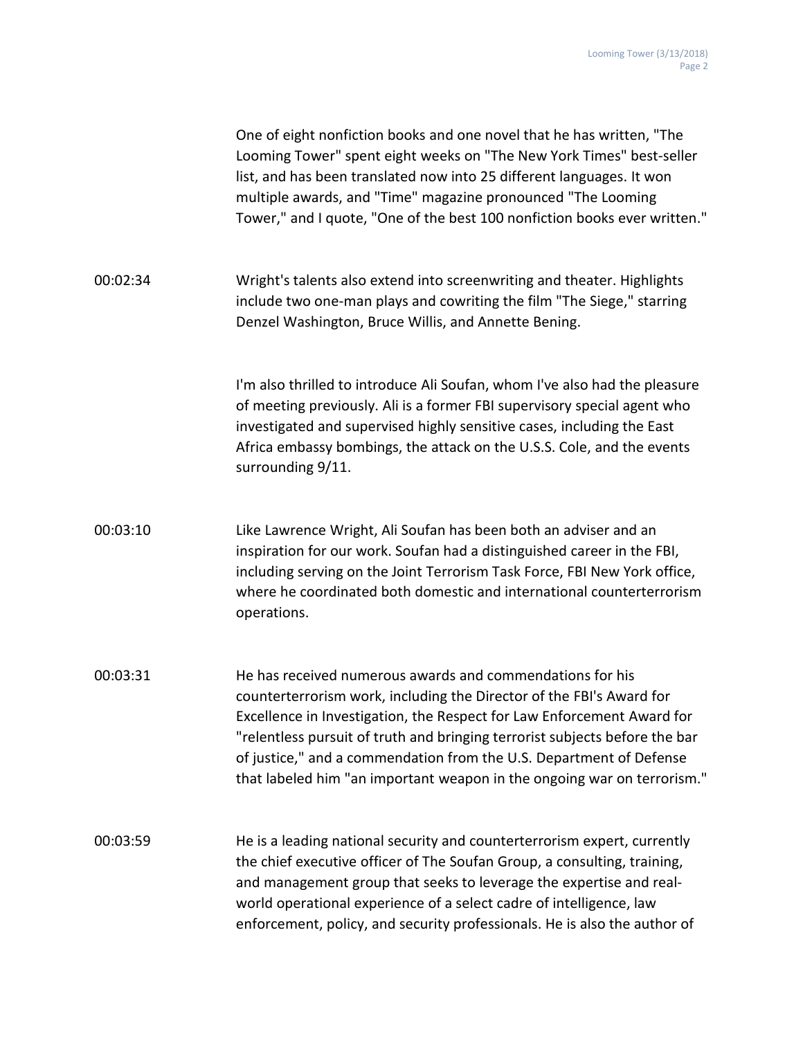One of eight nonfiction books and one novel that he has written, "The Looming Tower" spent eight weeks on "The New York Times" best-seller list, and has been translated now into 25 different languages. It won multiple awards, and "Time" magazine pronounced "The Looming Tower," and I quote, "One of the best 100 nonfiction books ever written."

00:02:34 Wright's talents also extend into screenwriting and theater. Highlights include two one-man plays and cowriting the film "The Siege," starring Denzel Washington, Bruce Willis, and Annette Bening.

I'm also thrilled to introduce Ali Soufan, whom I've also had the pleasure of meeting previously. Ali is a former FBI supervisory special agent who investigated and supervised highly sensitive cases, including the East Africa embassy bombings, the attack on the U.S.S. Cole, and the events surrounding 9/11.

00:03:10 Like Lawrence Wright, Ali Soufan has been both an adviser and an inspiration for our work. Soufan had a distinguished career in the FBI, including serving on the Joint Terrorism Task Force, FBI New York office, where he coordinated both domestic and international counterterrorism operations.

00:03:31 He has received numerous awards and commendations for his counterterrorism work, including the Director of the FBI's Award for Excellence in Investigation, the Respect for Law Enforcement Award for "relentless pursuit of truth and bringing terrorist subjects before the bar of justice," and a commendation from the U.S. Department of Defense that labeled him "an important weapon in the ongoing war on terrorism."

00:03:59 He is a leading national security and counterterrorism expert, currently the chief executive officer of The Soufan Group, a consulting, training, and management group that seeks to leverage the expertise and real-world operational experience of a select cadre of intelligence, law enforcement, policy, and security professionals. He is also the author of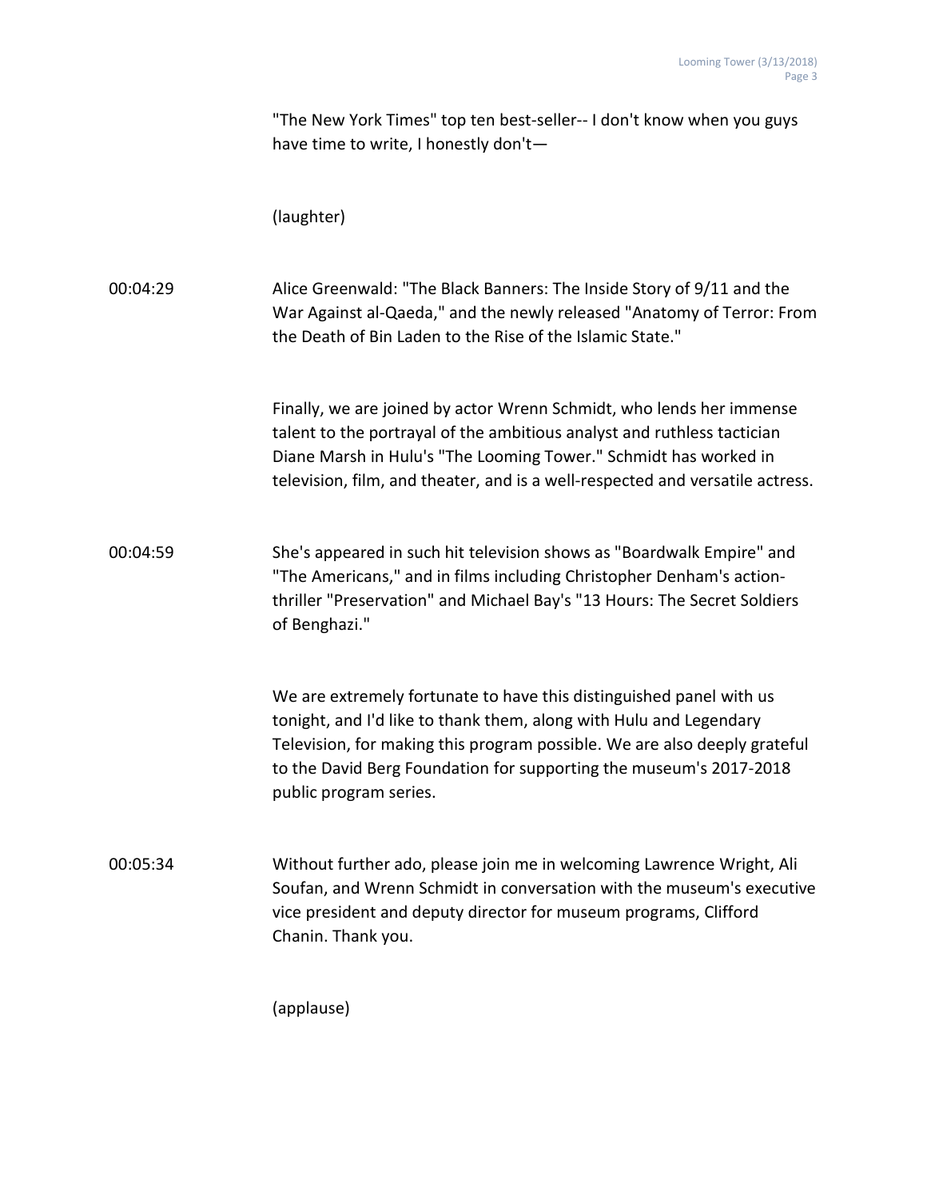"The New York Times" top ten best-seller-- I don't know when you guys have time to write, I honestly don't—

(laughter)

00:04:29 Alice Greenwald: "The Black Banners: The Inside Story of 9/11 and the War Against al-Qaeda," and the newly released "Anatomy of Terror: From the Death of Bin Laden to the Rise of the Islamic State."

Finally, we are joined by actor Wrenn Schmidt, who lends her immense talent to the portrayal of the ambitious analyst and ruthless tactician Diane Marsh in Hulu's "The Looming Tower." Schmidt has worked in television, film, and theater, and is a well-respected and versatile actress.

00:04:59 She's appeared in such hit television shows as "Boardwalk Empire" and "The Americans," and in films including Christopher Denham's action-thriller "Preservation" and Michael Bay's "13 Hours: The Secret Soldiers of Benghazi."

We are extremely fortunate to have this distinguished panel with us tonight, and I'd like to thank them, along with Hulu and Legendary Television, for making this program possible. We are also deeply grateful to the David Berg Foundation for supporting the museum's 2017-2018 public program series.

00:05:34 Without further ado, please join me in welcoming Lawrence Wright, Ali Soufan, and Wrenn Schmidt in conversation with the museum's executive vice president and deputy director for museum programs, Clifford Chanin. Thank you.

(applause)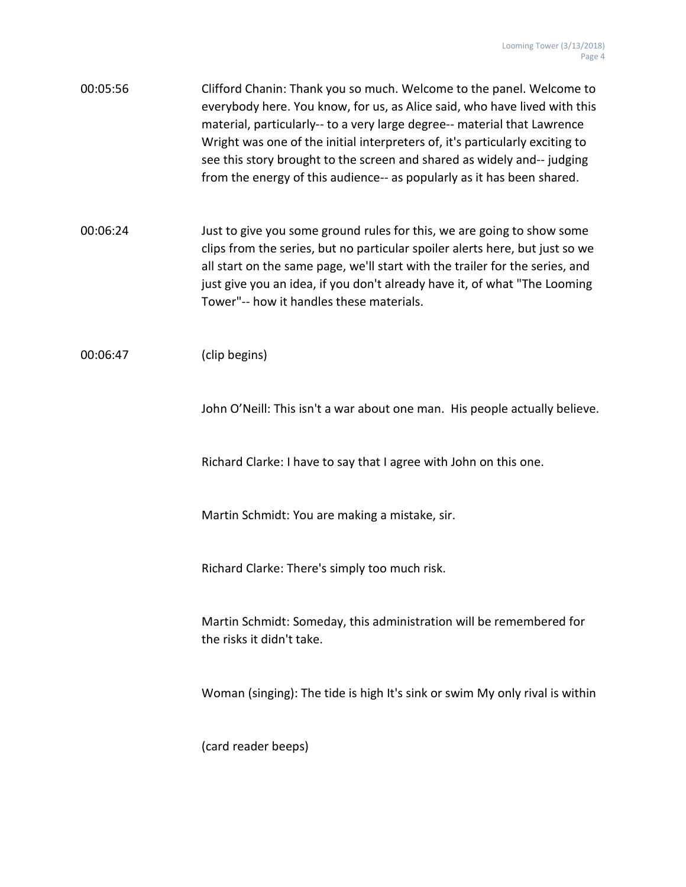00:05:56 Clifford Chanin: Thank you so much. Welcome to the panel. Welcome to everybody here. You know, for us, as Alice said, who have lived with this material, particularly-- to a very large degree-- material that Lawrence Wright was one of the initial interpreters of, it's particularly exciting to see this story brought to the screen and shared as widely and-- judging from the energy of this audience-- as popularly as it has been shared.

00:06:24 Just to give you some ground rules for this, we are going to show some clips from the series, but no particular spoiler alerts here, but just so we all start on the same page, we'll start with the trailer for the series, and just give you an idea, if you don't already have it, of what "The Looming Tower"-- how it handles these materials.

00:06:47 (clip begins)

John O'Neill: This isn't a war about one man. His people actually believe.

Richard Clarke: I have to say that I agree with John on this one.

Martin Schmidt: You are making a mistake, sir.

Richard Clarke: There's simply too much risk.

Martin Schmidt: Someday, this administration will be remembered for the risks it didn't take.

Woman (singing): The tide is high It's sink or swim My only rival is within

(card reader beeps)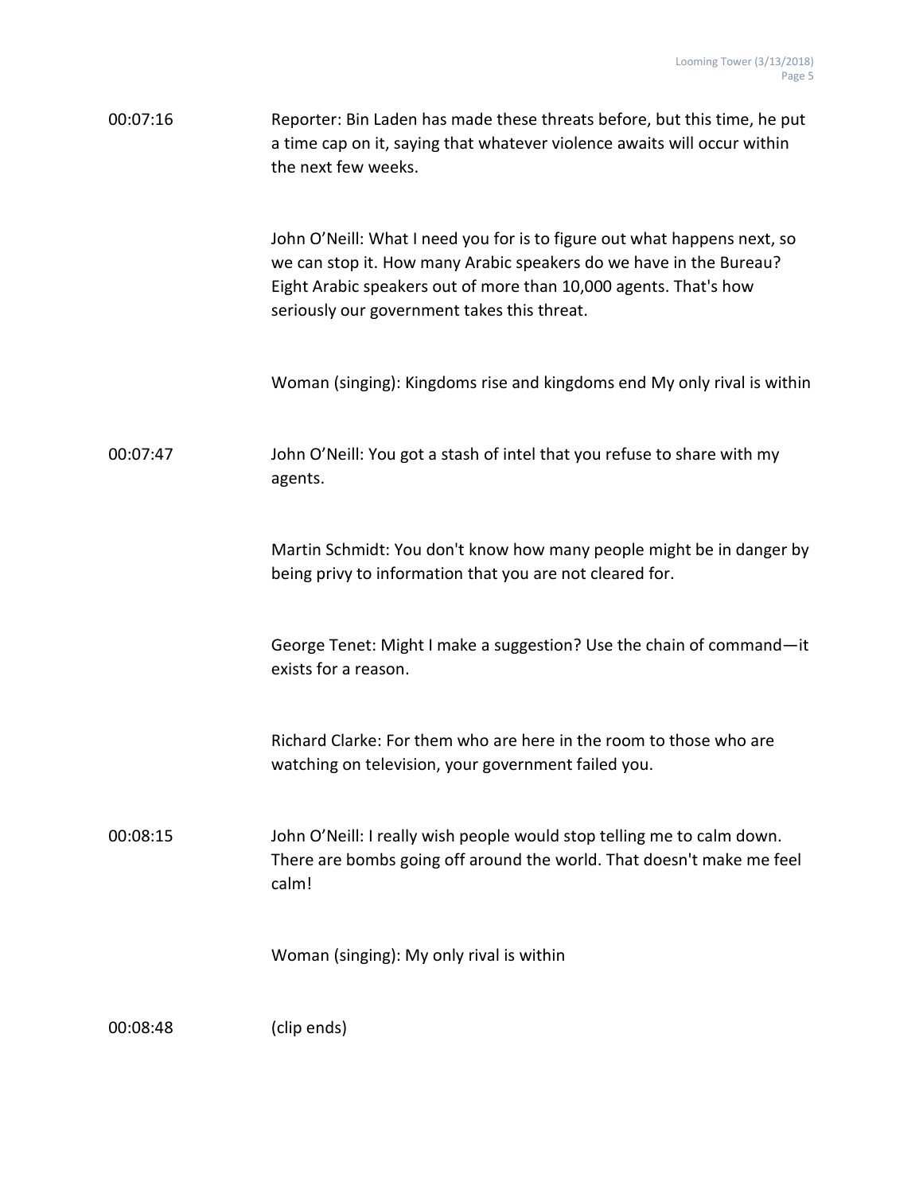00:07:16 Reporter: Bin Laden has made these threats before, but this time, he put a time cap on it, saying that whatever violence awaits will occur within the next few weeks.

John O'Neill: What I need you for is to figure out what happens next, so we can stop it. How many Arabic speakers do we have in the Bureau? Eight Arabic speakers out of more than 10,000 agents. That's how seriously our government takes this threat.

Woman (singing): Kingdoms rise and kingdoms end My only rival is within

00:07:47 John O'Neill: You got a stash of intel that you refuse to share with my agents.

Martin Schmidt: You don't know how many people might be in danger by being privy to information that you are not cleared for.

George Tenet: Might I make a suggestion? Use the chain of command—it exists for a reason.

Richard Clarke: For them who are here in the room to those who are watching on television, your government failed you.

00:08:15 John O'Neill: I really wish people would stop telling me to calm down. There are bombs going off around the world. That doesn't make me feel calm!

Woman (singing): My only rival is within

00:08:48 (clip ends)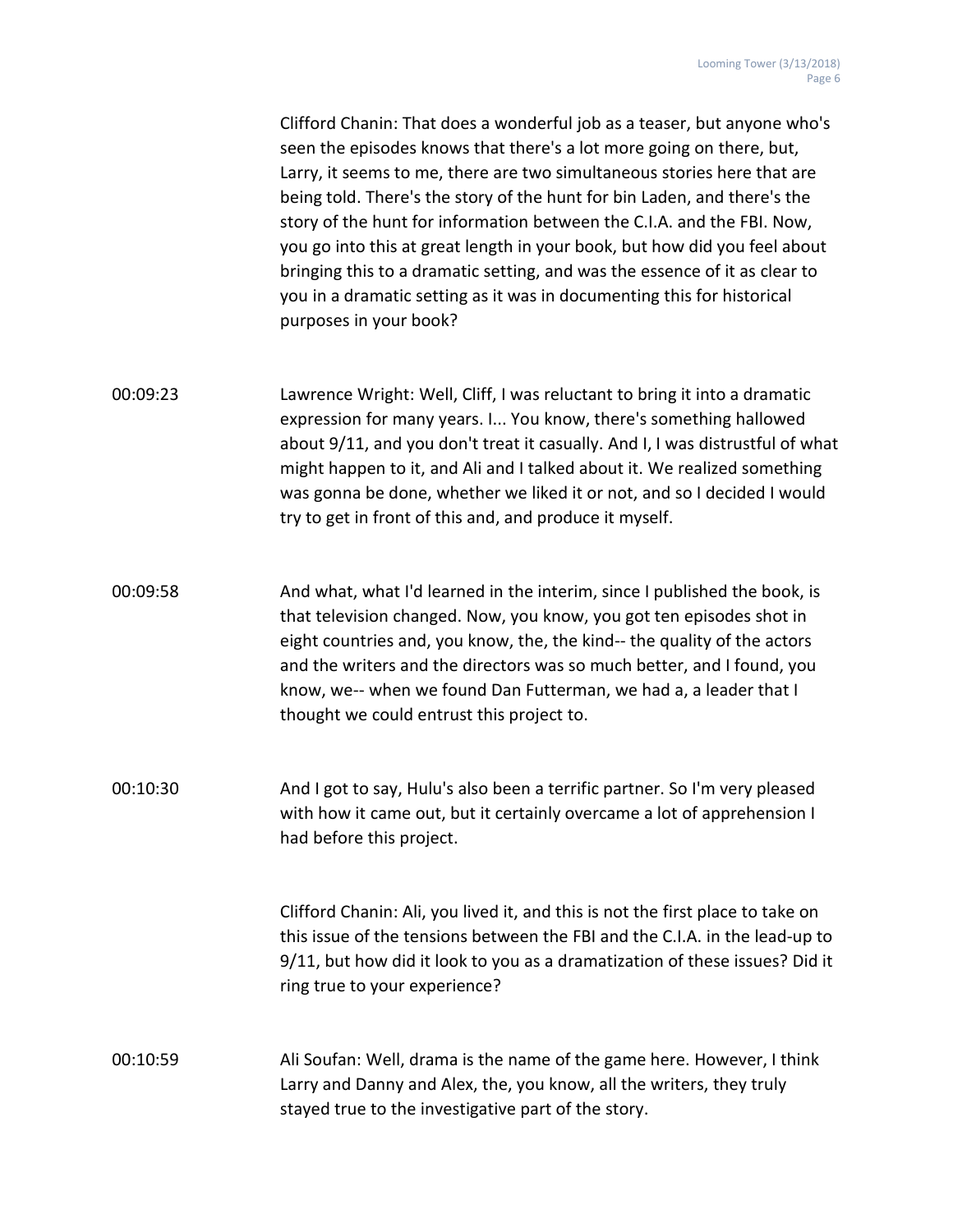Clifford Chanin: That does a wonderful job as a teaser, but anyone who's seen the episodes knows that there's a lot more going on there, but, Larry, it seems to me, there are two simultaneous stories here that are being told. There's the story of the hunt for bin Laden, and there's the story of the hunt for information between the C.I.A. and the FBI. Now, you go into this at great length in your book, but how did you feel about bringing this to a dramatic setting, and was the essence of it as clear to you in a dramatic setting as it was in documenting this for historical purposes in your book?

00:09:23 Lawrence Wright: Well, Cliff, I was reluctant to bring it into a dramatic expression for many years. I... You know, there's something hallowed about 9/11, and you don't treat it casually. And I, I was distrustful of what might happen to it, and Ali and I talked about it. We realized something was gonna be done, whether we liked it or not, and so I decided I would try to get in front of this and, and produce it myself.

00:09:58 And what, what I'd learned in the interim, since I published the book, is that television changed. Now, you know, you got ten episodes shot in eight countries and, you know, the, the kind-- the quality of the actors and the writers and the directors was so much better, and I found, you know, we-- when we found Dan Futterman, we had a, a leader that I thought we could entrust this project to.

00:10:30 And I got to say, Hulu's also been a terrific partner. So I'm very pleased with how it came out, but it certainly overcame a lot of apprehension I had before this project.

Clifford Chanin: Ali, you lived it, and this is not the first place to take on this issue of the tensions between the FBI and the C.I.A. in the lead-up to 9/11, but how did it look to you as a dramatization of these issues? Did it ring true to your experience?

00:10:59 Ali Soufan: Well, drama is the name of the game here. However, I think Larry and Danny and Alex, the, you know, all the writers, they truly stayed true to the investigative part of the story.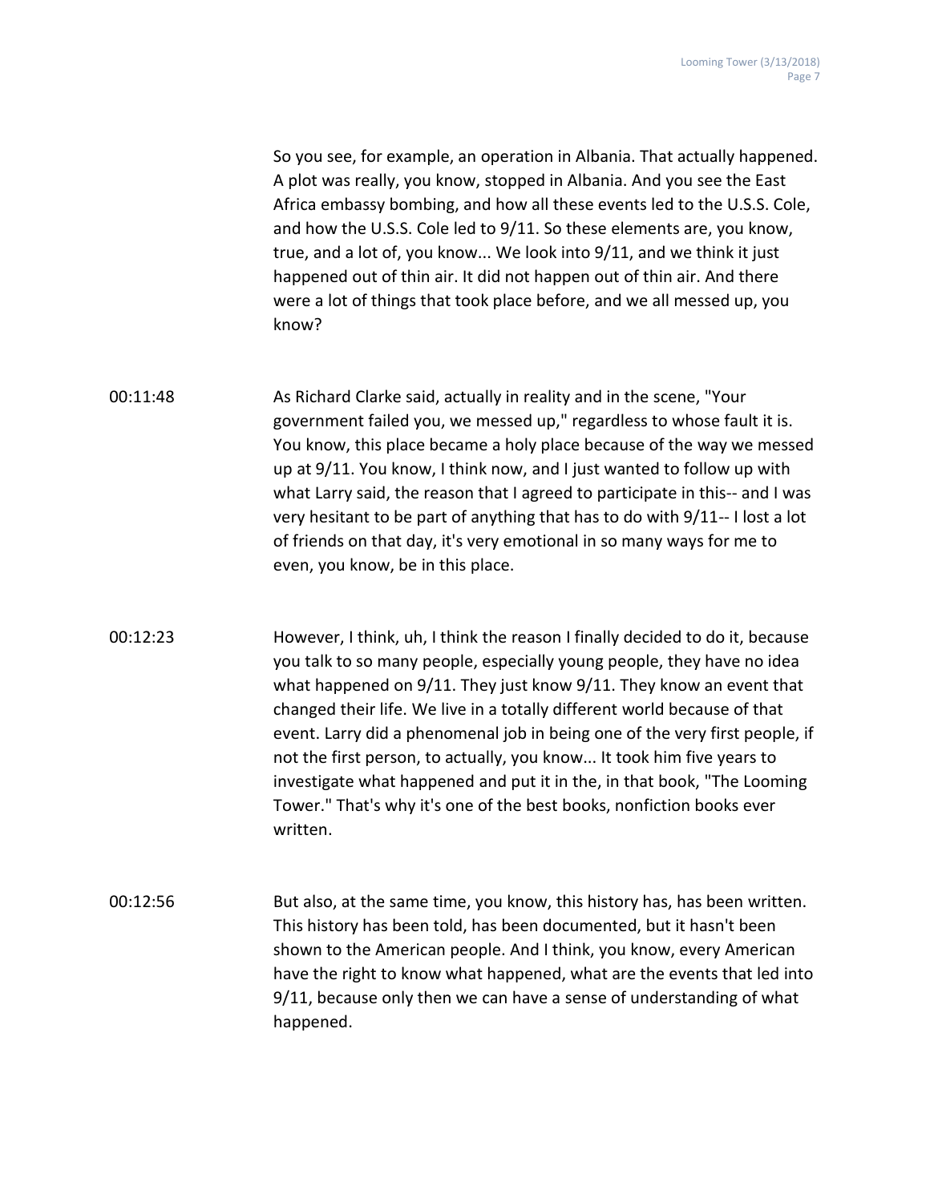So you see, for example, an operation in Albania. That actually happened. A plot was really, you know, stopped in Albania. And you see the East Africa embassy bombing, and how all these events led to the U.S.S. Cole, and how the U.S.S. Cole led to 9/11. So these elements are, you know, true, and a lot of, you know... We look into 9/11, and we think it just happened out of thin air. It did not happen out of thin air. And there were a lot of things that took place before, and we all messed up, you know?

00:11:48 As Richard Clarke said, actually in reality and in the scene, "Your government failed you, we messed up," regardless to whose fault it is. You know, this place became a holy place because of the way we messed up at 9/11. You know, I think now, and I just wanted to follow up with what Larry said, the reason that I agreed to participate in this-- and I was very hesitant to be part of anything that has to do with 9/11-- I lost a lot of friends on that day, it's very emotional in so many ways for me to even, you know, be in this place.

00:12:23 However, I think, uh, I think the reason I finally decided to do it, because you talk to so many people, especially young people, they have no idea what happened on 9/11. They just know 9/11. They know an event that changed their life. We live in a totally different world because of that event. Larry did a phenomenal job in being one of the very first people, if not the first person, to actually, you know... It took him five years to investigate what happened and put it in the, in that book, "The Looming Tower." That's why it's one of the best books, nonfiction books ever written.

00:12:56 But also, at the same time, you know, this history has, has been written. This history has been told, has been documented, but it hasn't been shown to the American people. And I think, you know, every American have the right to know what happened, what are the events that led into 9/11, because only then we can have a sense of understanding of what happened.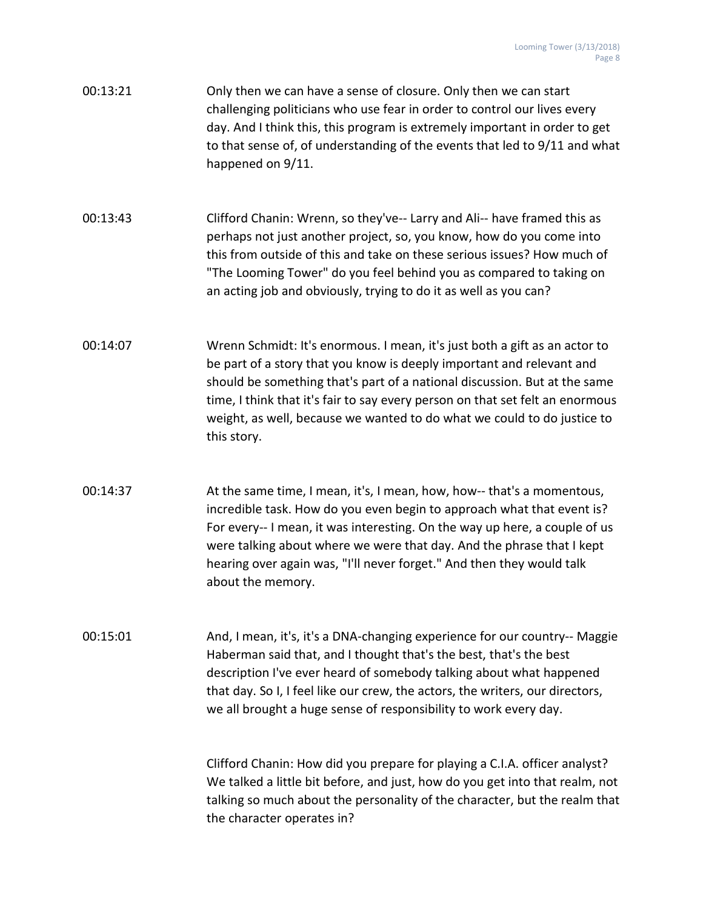00:13:21 Only then we can have a sense of closure. Only then we can start challenging politicians who use fear in order to control our lives every day. And I think this, this program is extremely important in order to get to that sense of, of understanding of the events that led to 9/11 and what happened on 9/11.

00:13:43 Clifford Chanin: Wrenn, so they've-- Larry and Ali-- have framed this as perhaps not just another project, so, you know, how do you come into this from outside of this and take on these serious issues? How much of "The Looming Tower" do you feel behind you as compared to taking on an acting job and obviously, trying to do it as well as you can?

00:14:07 Wrenn Schmidt: It's enormous. I mean, it's just both a gift as an actor to be part of a story that you know is deeply important and relevant and should be something that's part of a national discussion. But at the same time, I think that it's fair to say every person on that set felt an enormous weight, as well, because we wanted to do what we could to do justice to this story.

00:14:37 At the same time, I mean, it's, I mean, how, how-- that's a momentous, incredible task. How do you even begin to approach what that event is? For every-- I mean, it was interesting. On the way up here, a couple of us were talking about where we were that day. And the phrase that I kept hearing over again was, "I'll never forget." And then they would talk about the memory.

00:15:01 And, I mean, it's, it's a DNA-changing experience for our country-- Maggie Haberman said that, and I thought that's the best, that's the best description I've ever heard of somebody talking about what happened that day. So I, I feel like our crew, the actors, the writers, our directors, we all brought a huge sense of responsibility to work every day.

Clifford Chanin: How did you prepare for playing a C.I.A. officer analyst? We talked a little bit before, and just, how do you get into that realm, not talking so much about the personality of the character, but the realm that the character operates in?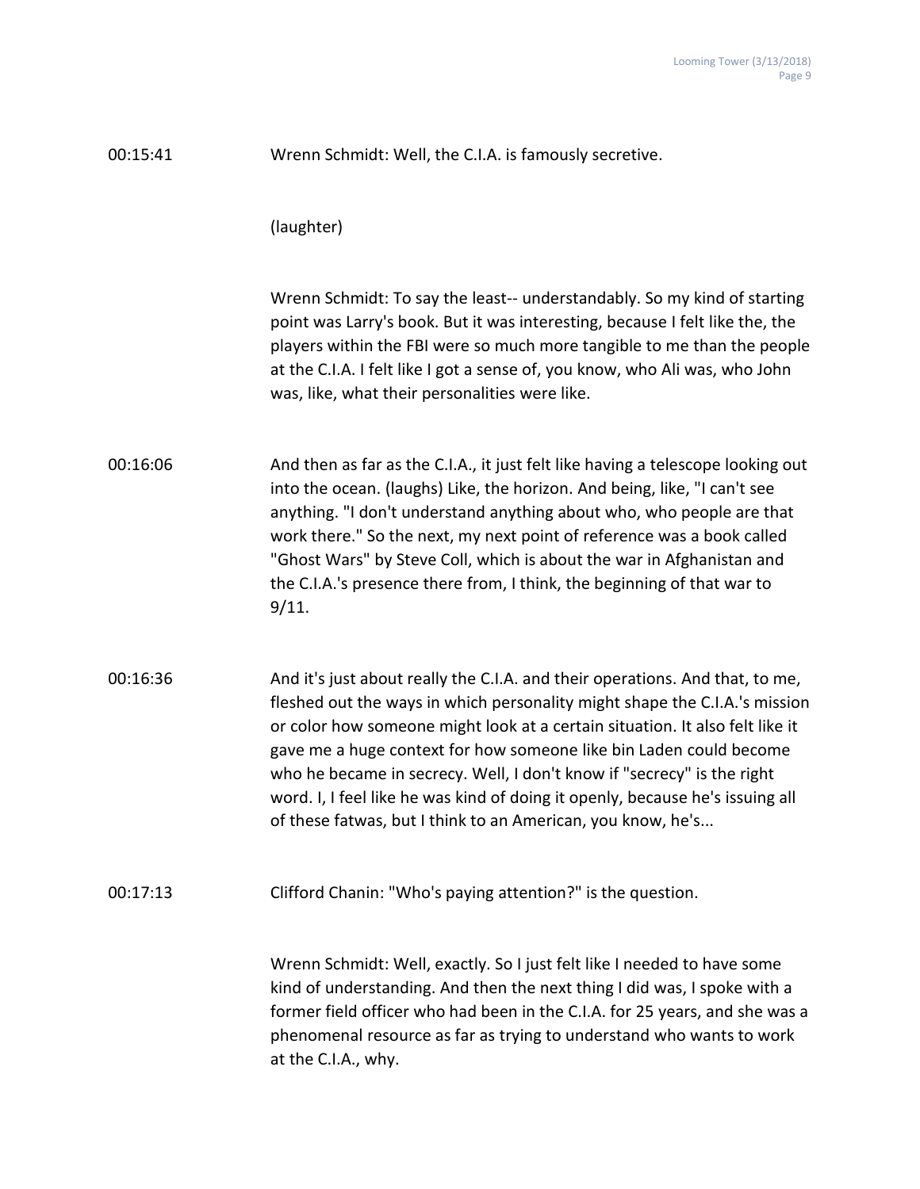00:15:41 Wrenn Schmidt: Well, the C.I.A. is famously secretive.

(laughter)

Wrenn Schmidt: To say the least-- understandably. So my kind of starting point was Larry's book. But it was interesting, because I felt like the, the players within the FBI were so much more tangible to me than the people at the C.I.A. I felt like I got a sense of, you know, who Ali was, who John was, like, what their personalities were like.

00:16:06 And then as far as the C.I.A., it just felt like having a telescope looking out into the ocean. (laughs) Like, the horizon. And being, like, "I can't see anything. "I don't understand anything about who, who people are that work there." So the next, my next point of reference was a book called "Ghost Wars" by Steve Coll, which is about the war in Afghanistan and the C.I.A.'s presence there from, I think, the beginning of that war to 9/11.

00:16:36 And it's just about really the C.I.A. and their operations. And that, to me, fleshed out the ways in which personality might shape the C.I.A.'s mission or color how someone might look at a certain situation. It also felt like it gave me a huge context for how someone like bin Laden could become who he became in secrecy. Well, I don't know if "secrecy" is the right word. I, I feel like he was kind of doing it openly, because he's issuing all of these fatwas, but I think to an American, you know, he's...

00:17:13 Clifford Chanin: "Who's paying attention?" is the question.

Wrenn Schmidt: Well, exactly. So I just felt like I needed to have some kind of understanding. And then the next thing I did was, I spoke with a former field officer who had been in the C.I.A. for 25 years, and she was a phenomenal resource as far as trying to understand who wants to work at the C.I.A., why.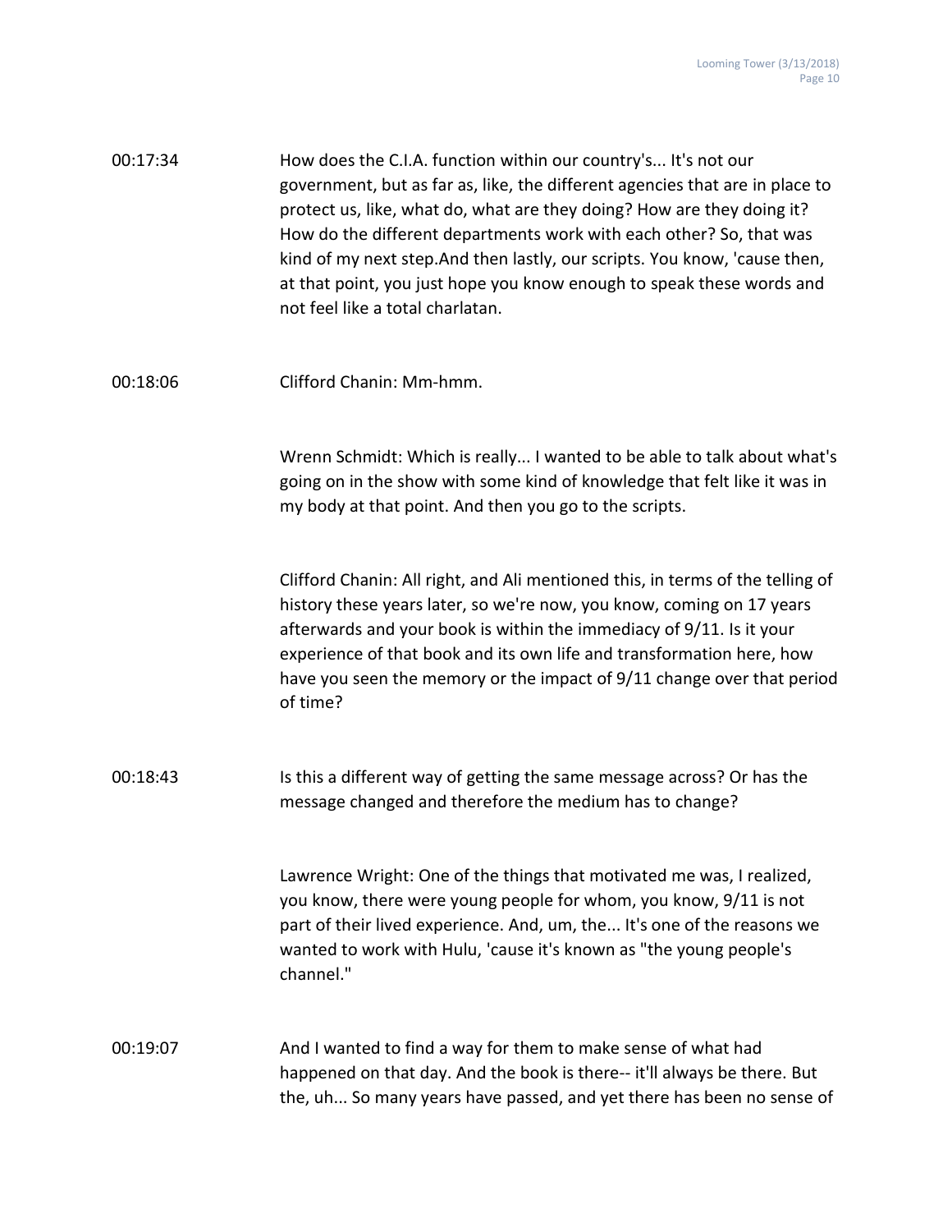00:17:34 How does the C.I.A. function within our country's... It's not our government, but as far as, like, the different agencies that are in place to protect us, like, what do, what are they doing? How are they doing it? How do the different departments work with each other? So, that was kind of my next step.And then lastly, our scripts. You know, 'cause then, at that point, you just hope you know enough to speak these words and not feel like a total charlatan.

00:18:06 Clifford Chanin: Mm-hmm.

Wrenn Schmidt: Which is really... I wanted to be able to talk about what's going on in the show with some kind of knowledge that felt like it was in my body at that point. And then you go to the scripts.

Clifford Chanin: All right, and Ali mentioned this, in terms of the telling of history these years later, so we're now, you know, coming on 17 years afterwards and your book is within the immediacy of 9/11. Is it your experience of that book and its own life and transformation here, how have you seen the memory or the impact of 9/11 change over that period of time?

00:18:43 Is this a different way of getting the same message across? Or has the message changed and therefore the medium has to change?

Lawrence Wright: One of the things that motivated me was, I realized, you know, there were young people for whom, you know, 9/11 is not part of their lived experience. And, um, the... It's one of the reasons we wanted to work with Hulu, 'cause it's known as "the young people's channel."

00:19:07 And I wanted to find a way for them to make sense of what had happened on that day. And the book is there-- it'll always be there. But the, uh... So many years have passed, and yet there has been no sense of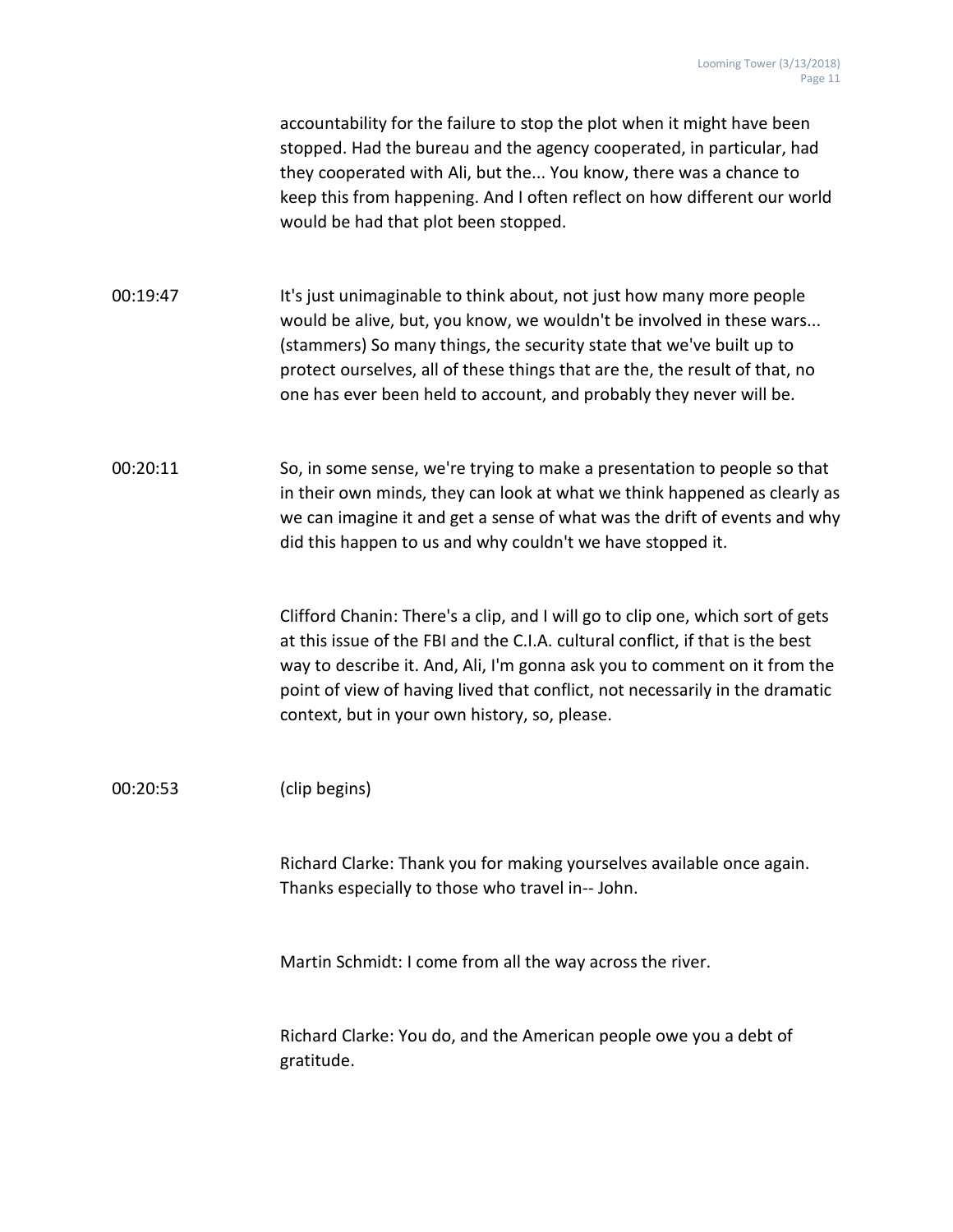accountability for the failure to stop the plot when it might have been stopped. Had the bureau and the agency cooperated, in particular, had they cooperated with Ali, but the... You know, there was a chance to keep this from happening. And I often reflect on how different our world would be had that plot been stopped.

00:19:47 It's just unimaginable to think about, not just how many more people would be alive, but, you know, we wouldn't be involved in these wars... (stammers) So many things, the security state that we've built up to protect ourselves, all of these things that are the, the result of that, no one has ever been held to account, and probably they never will be.

00:20:11 So, in some sense, we're trying to make a presentation to people so that in their own minds, they can look at what we think happened as clearly as we can imagine it and get a sense of what was the drift of events and why did this happen to us and why couldn't we have stopped it.

Clifford Chanin: There's a clip, and I will go to clip one, which sort of gets at this issue of the FBI and the C.I.A. cultural conflict, if that is the best way to describe it. And, Ali, I'm gonna ask you to comment on it from the point of view of having lived that conflict, not necessarily in the dramatic context, but in your own history, so, please.

00:20:53 (clip begins)

Richard Clarke: Thank you for making yourselves available once again. Thanks especially to those who travel in-- John.

Martin Schmidt: I come from all the way across the river.

Richard Clarke: You do, and the American people owe you a debt of gratitude.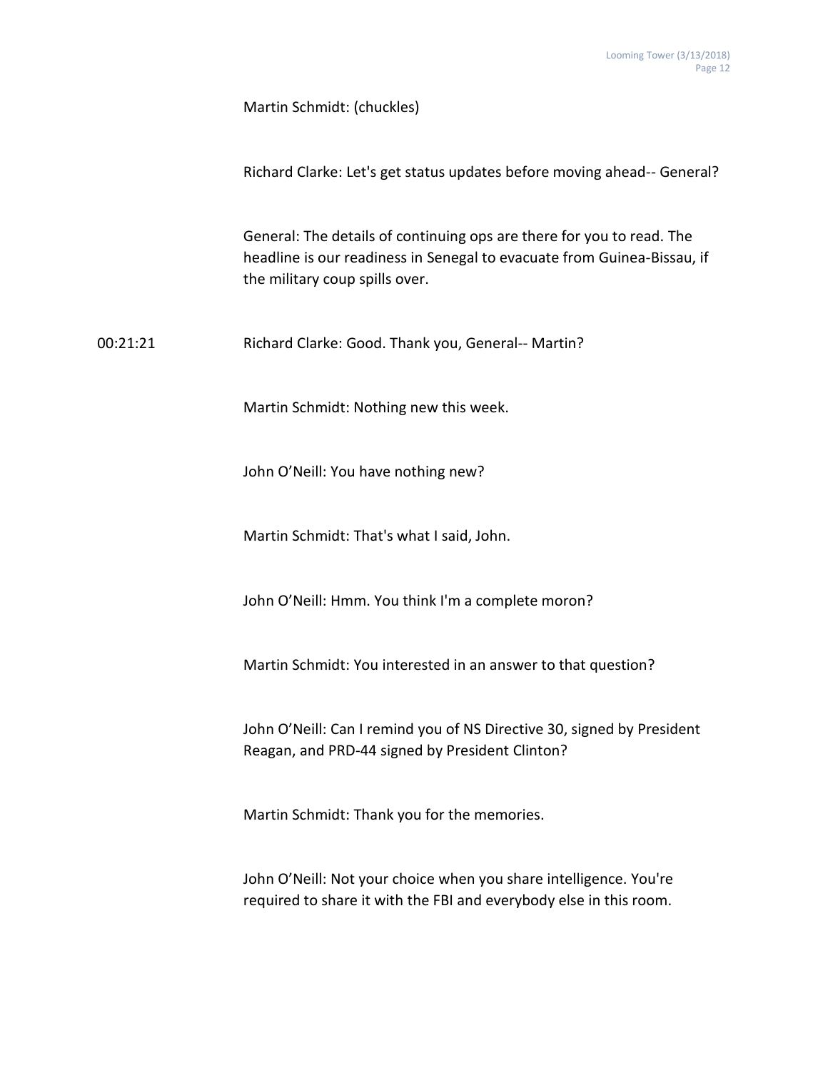Martin Schmidt: (chuckles)

Richard Clarke: Let's get status updates before moving ahead-- General?

General: The details of continuing ops are there for you to read. The headline is our readiness in Senegal to evacuate from Guinea-Bissau, if the military coup spills over.

00:21:21 Richard Clarke: Good. Thank you, General-- Martin?

Martin Schmidt: Nothing new this week.

John O'Neill: You have nothing new?

Martin Schmidt: That's what I said, John.

John O'Neill: Hmm. You think I'm a complete moron?

Martin Schmidt: You interested in an answer to that question?

John O'Neill: Can I remind you of NS Directive 30, signed by President Reagan, and PRD-44 signed by President Clinton?

Martin Schmidt: Thank you for the memories.

John O'Neill: Not your choice when you share intelligence. You're required to share it with the FBI and everybody else in this room.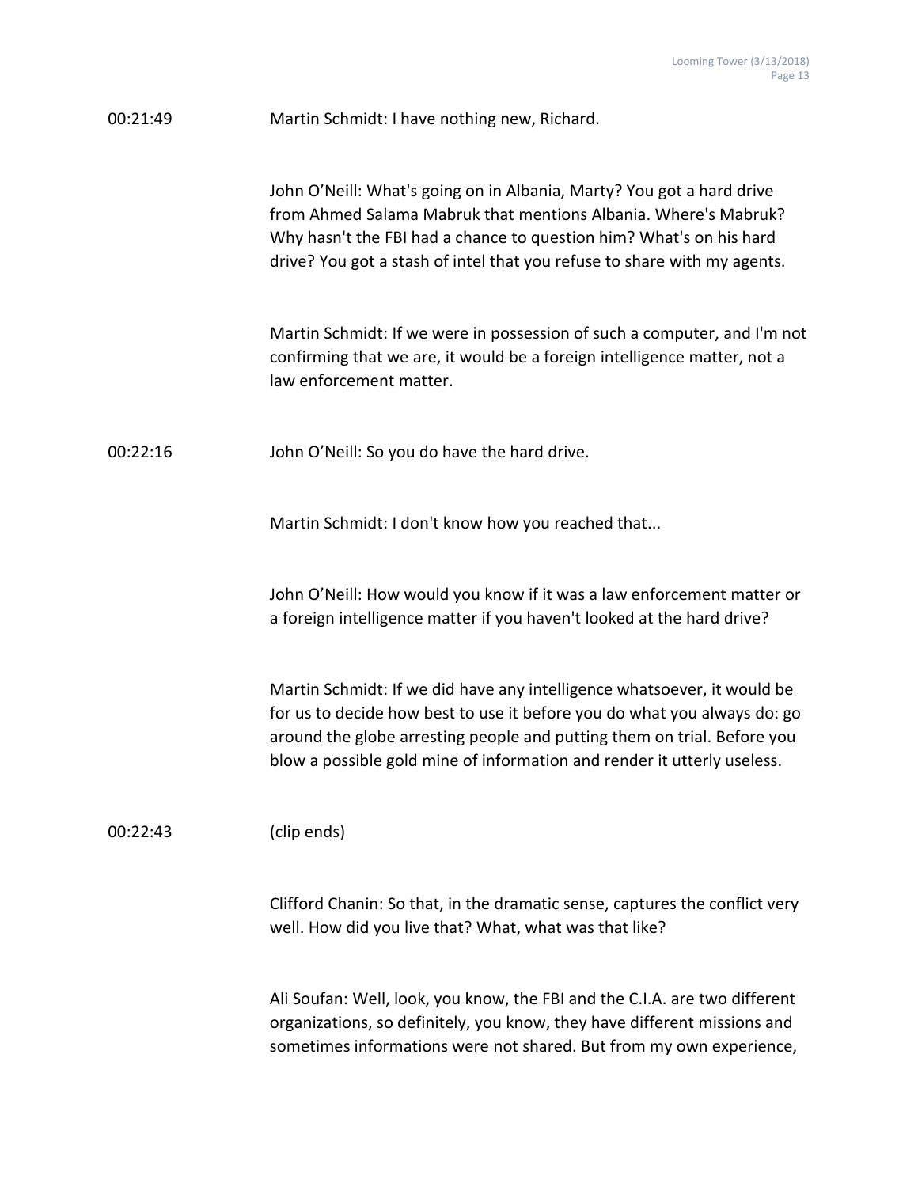00:21:49 Martin Schmidt: I have nothing new, Richard.

John O'Neill: What's going on in Albania, Marty? You got a hard drive from Ahmed Salama Mabruk that mentions Albania. Where's Mabruk? Why hasn't the FBI had a chance to question him? What's on his hard drive? You got a stash of intel that you refuse to share with my agents.

Martin Schmidt: If we were in possession of such a computer, and I'm not confirming that we are, it would be a foreign intelligence matter, not a law enforcement matter.

00:22:16 John O'Neill: So you do have the hard drive.

Martin Schmidt: I don't know how you reached that...

John O'Neill: How would you know if it was a law enforcement matter or a foreign intelligence matter if you haven't looked at the hard drive?

Martin Schmidt: If we did have any intelligence whatsoever, it would be for us to decide how best to use it before you do what you always do: go around the globe arresting people and putting them on trial. Before you blow a possible gold mine of information and render it utterly useless.

00:22:43 (clip ends)

Clifford Chanin: So that, in the dramatic sense, captures the conflict very well. How did you live that? What, what was that like?

Ali Soufan: Well, look, you know, the FBI and the C.I.A. are two different organizations, so definitely, you know, they have different missions and sometimes informations were not shared. But from my own experience,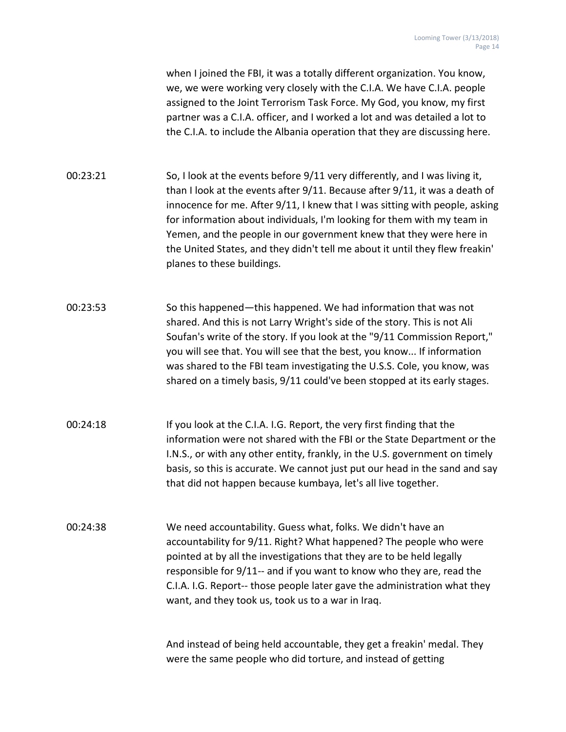when I joined the FBI, it was a totally different organization. You know, we, we were working very closely with the C.I.A. We have C.I.A. people assigned to the Joint Terrorism Task Force. My God, you know, my first partner was a C.I.A. officer, and I worked a lot and was detailed a lot to the C.I.A. to include the Albania operation that they are discussing here.

00:23:21 So, I look at the events before 9/11 very differently, and I was living it, than I look at the events after 9/11. Because after 9/11, it was a death of innocence for me. After 9/11, I knew that I was sitting with people, asking for information about individuals, I'm looking for them with my team in Yemen, and the people in our government knew that they were here in the United States, and they didn't tell me about it until they flew freakin' planes to these buildings.

00:23:53 So this happened—this happened. We had information that was not shared. And this is not Larry Wright's side of the story. This is not Ali Soufan's write of the story. If you look at the "9/11 Commission Report," you will see that. You will see that the best, you know... If information was shared to the FBI team investigating the U.S.S. Cole, you know, was shared on a timely basis, 9/11 could've been stopped at its early stages.

00:24:18 If you look at the C.I.A. I.G. Report, the very first finding that the information were not shared with the FBI or the State Department or the I.N.S., or with any other entity, frankly, in the U.S. government on timely basis, so this is accurate. We cannot just put our head in the sand and say that did not happen because kumbaya, let's all live together.

00:24:38 We need accountability. Guess what, folks. We didn't have an accountability for 9/11. Right? What happened? The people who were pointed at by all the investigations that they are to be held legally responsible for 9/11-- and if you want to know who they are, read the C.I.A. I.G. Report-- those people later gave the administration what they want, and they took us, took us to a war in Iraq.

And instead of being held accountable, they get a freakin' medal. They were the same people who did torture, and instead of getting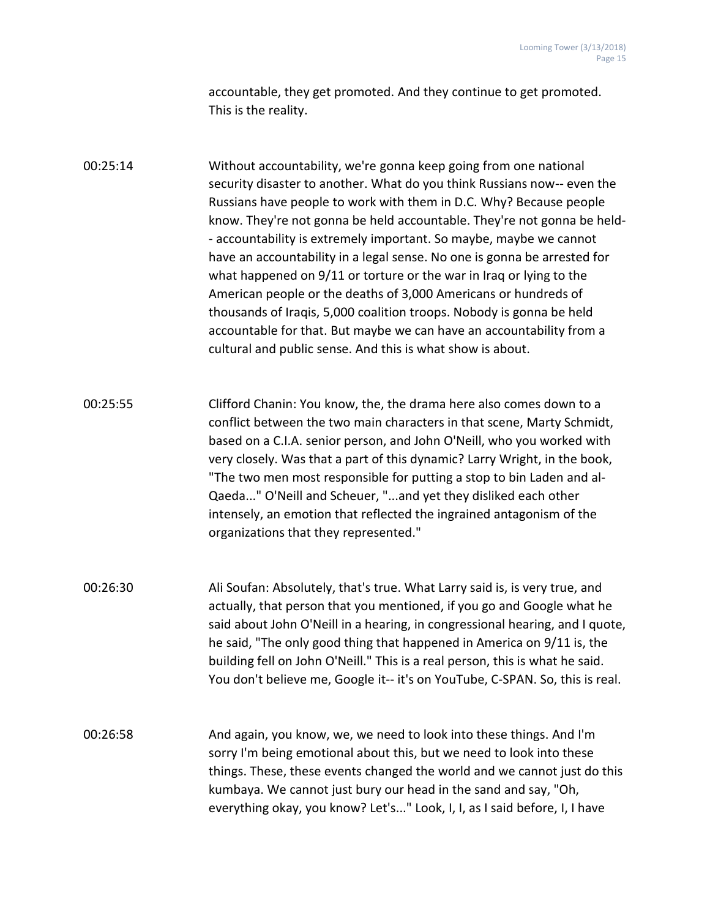accountable, they get promoted. And they continue to get promoted. This is the reality.

00:25:14 Without accountability, we're gonna keep going from one national security disaster to another. What do you think Russians now-- even the Russians have people to work with them in D.C. Why? Because people know. They're not gonna be held accountable. They're not gonna be held-- accountability is extremely important. So maybe, maybe we cannot have an accountability in a legal sense. No one is gonna be arrested for what happened on 9/11 or torture or the war in Iraq or lying to the American people or the deaths of 3,000 Americans or hundreds of thousands of Iraqis, 5,000 coalition troops. Nobody is gonna be held accountable for that. But maybe we can have an accountability from a cultural and public sense. And this is what show is about.

00:25:55 Clifford Chanin: You know, the, the drama here also comes down to a conflict between the two main characters in that scene, Marty Schmidt, based on a C.I.A. senior person, and John O'Neill, who you worked with very closely. Was that a part of this dynamic? Larry Wright, in the book, "The two men most responsible for putting a stop to bin Laden and al-Qaeda..." O'Neill and Scheuer, "...and yet they disliked each other intensely, an emotion that reflected the ingrained antagonism of the organizations that they represented."

00:26:30 Ali Soufan: Absolutely, that's true. What Larry said is, is very true, and actually, that person that you mentioned, if you go and Google what he said about John O'Neill in a hearing, in congressional hearing, and I quote, he said, "The only good thing that happened in America on 9/11 is, the building fell on John O'Neill." This is a real person, this is what he said. You don't believe me, Google it-- it's on YouTube, C-SPAN. So, this is real.

00:26:58 And again, you know, we, we need to look into these things. And I'm sorry I'm being emotional about this, but we need to look into these things. These, these events changed the world and we cannot just do this kumbaya. We cannot just bury our head in the sand and say, "Oh, everything okay, you know? Let's..." Look, I, I, as I said before, I, I have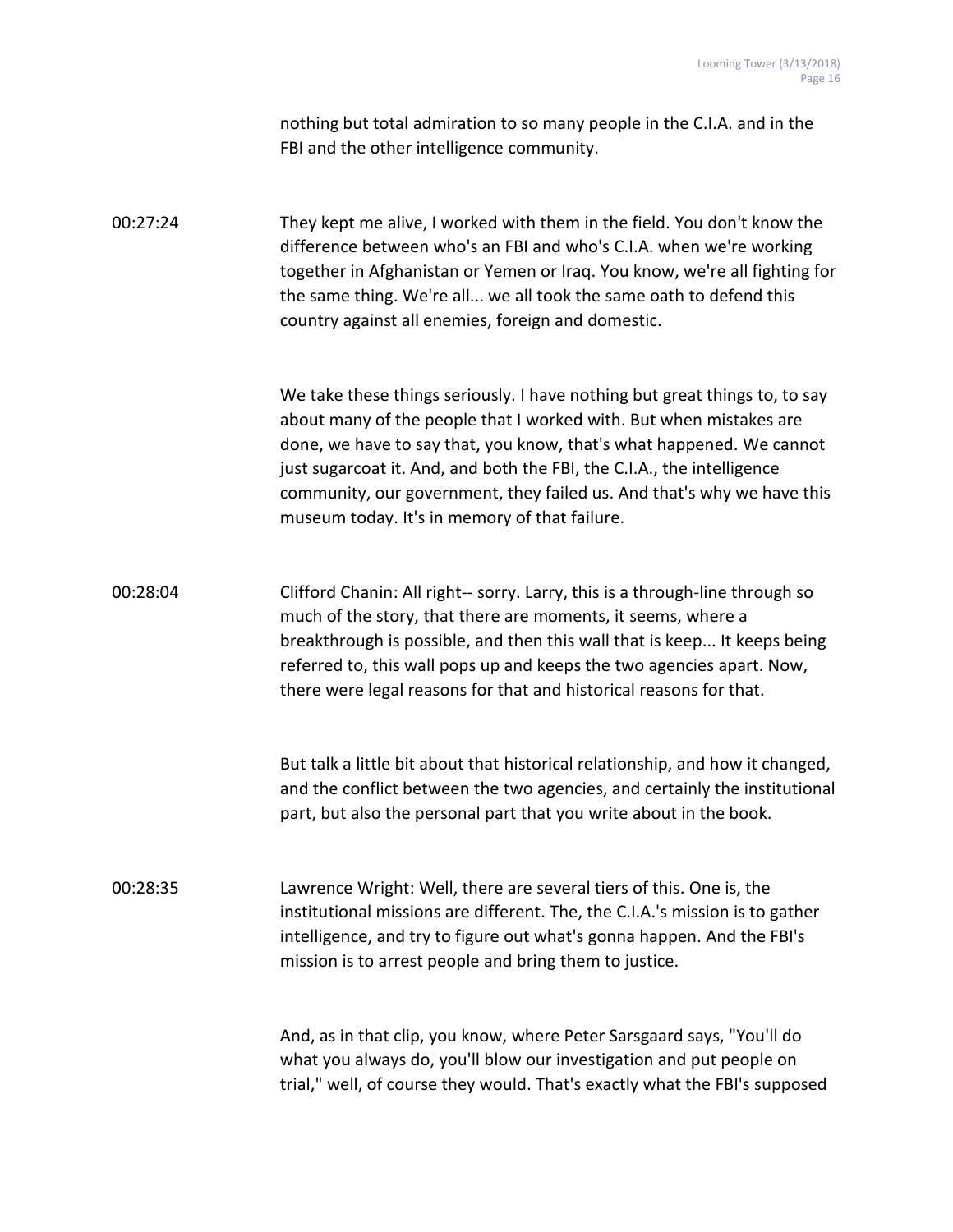nothing but total admiration to so many people in the C.I.A. and in the FBI and the other intelligence community.

00:27:24 They kept me alive, I worked with them in the field. You don't know the difference between who's an FBI and who's C.I.A. when we're working together in Afghanistan or Yemen or Iraq. You know, we're all fighting for the same thing. We're all... we all took the same oath to defend this country against all enemies, foreign and domestic.

We take these things seriously. I have nothing but great things to, to say about many of the people that I worked with. But when mistakes are done, we have to say that, you know, that's what happened. We cannot just sugarcoat it. And, and both the FBI, the C.I.A., the intelligence community, our government, they failed us. And that's why we have this museum today. It's in memory of that failure.

00:28:04 Clifford Chanin: All right-- sorry. Larry, this is a through-line through so much of the story, that there are moments, it seems, where a breakthrough is possible, and then this wall that is keep... It keeps being referred to, this wall pops up and keeps the two agencies apart. Now, there were legal reasons for that and historical reasons for that.

But talk a little bit about that historical relationship, and how it changed, and the conflict between the two agencies, and certainly the institutional part, but also the personal part that you write about in the book.

00:28:35 Lawrence Wright: Well, there are several tiers of this. One is, the institutional missions are different. The, the C.I.A.'s mission is to gather intelligence, and try to figure out what's gonna happen. And the FBI's mission is to arrest people and bring them to justice.

And, as in that clip, you know, where Peter Sarsgaard says, "You'll do what you always do, you'll blow our investigation and put people on trial," well, of course they would. That's exactly what the FBI's supposed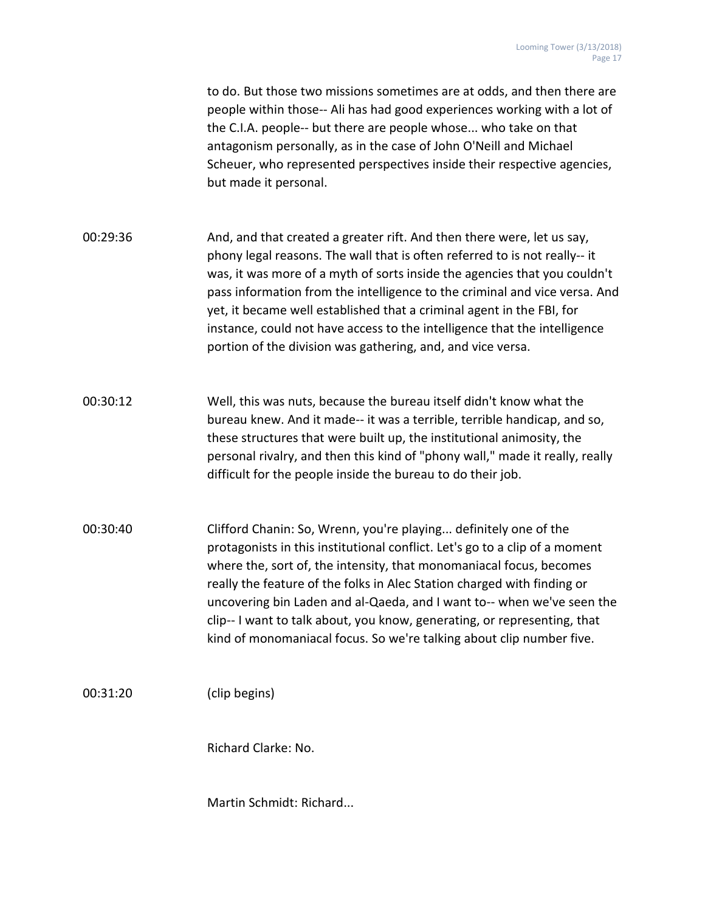to do. But those two missions sometimes are at odds, and then there are people within those-- Ali has had good experiences working with a lot of the C.I.A. people-- but there are people whose... who take on that antagonism personally, as in the case of John O'Neill and Michael Scheuer, who represented perspectives inside their respective agencies, but made it personal.

00:29:36 And, and that created a greater rift. And then there were, let us say, phony legal reasons. The wall that is often referred to is not really-- it was, it was more of a myth of sorts inside the agencies that you couldn't pass information from the intelligence to the criminal and vice versa. And yet, it became well established that a criminal agent in the FBI, for instance, could not have access to the intelligence that the intelligence portion of the division was gathering, and, and vice versa.

00:30:12 Well, this was nuts, because the bureau itself didn't know what the bureau knew. And it made-- it was a terrible, terrible handicap, and so, these structures that were built up, the institutional animosity, the personal rivalry, and then this kind of "phony wall," made it really, really difficult for the people inside the bureau to do their job.

00:30:40 Clifford Chanin: So, Wrenn, you're playing... definitely one of the protagonists in this institutional conflict. Let's go to a clip of a moment where the, sort of, the intensity, that monomaniacal focus, becomes really the feature of the folks in Alec Station charged with finding or uncovering bin Laden and al-Qaeda, and I want to-- when we've seen the clip-- I want to talk about, you know, generating, or representing, that kind of monomaniacal focus. So we're talking about clip number five.

00:31:20 (clip begins)

Richard Clarke: No.

Martin Schmidt: Richard...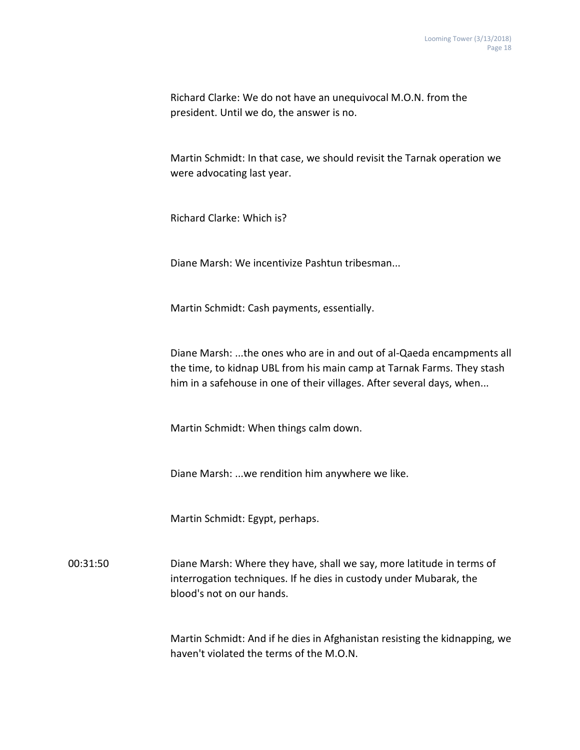Richard Clarke: We do not have an unequivocal M.O.N. from the president. Until we do, the answer is no.

Martin Schmidt: In that case, we should revisit the Tarnak operation we were advocating last year.

Richard Clarke: Which is?

Diane Marsh: We incentivize Pashtun tribesman...

Martin Schmidt: Cash payments, essentially.

Diane Marsh: ...the ones who are in and out of al-Qaeda encampments all the time, to kidnap UBL from his main camp at Tarnak Farms. They stash him in a safehouse in one of their villages. After several days, when...

Martin Schmidt: When things calm down.

Diane Marsh: ...we rendition him anywhere we like.

Martin Schmidt: Egypt, perhaps.

00:31:50 Diane Marsh: Where they have, shall we say, more latitude in terms of interrogation techniques. If he dies in custody under Mubarak, the blood's not on our hands.

Martin Schmidt: And if he dies in Afghanistan resisting the kidnapping, we haven't violated the terms of the M.O.N.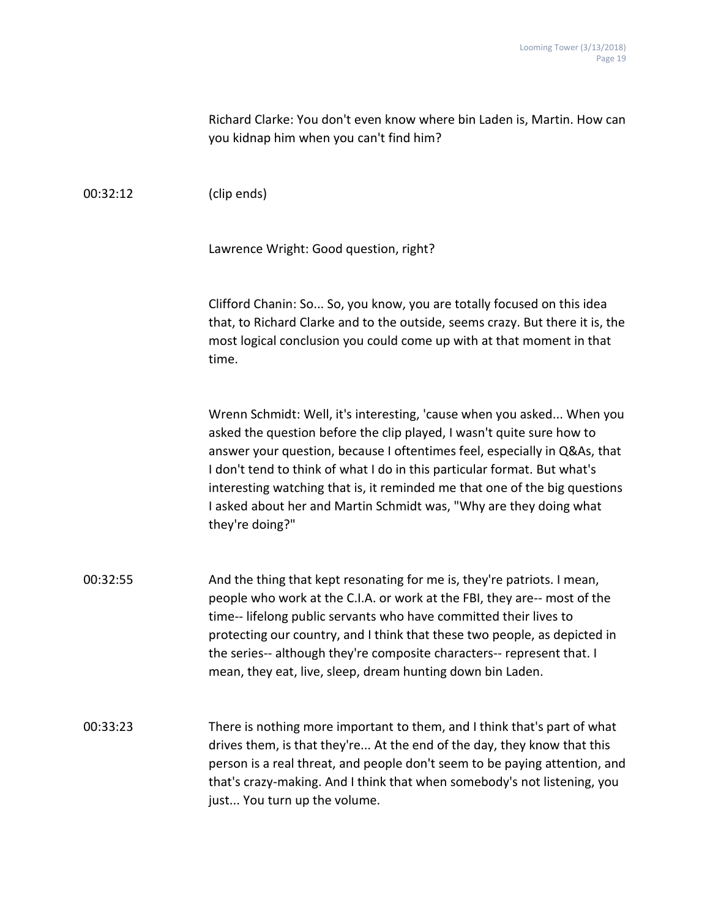Richard Clarke: You don't even know where bin Laden is, Martin. How can you kidnap him when you can't find him?

00:32:12 (clip ends)

Lawrence Wright: Good question, right?

Clifford Chanin: So... So, you know, you are totally focused on this idea that, to Richard Clarke and to the outside, seems crazy. But there it is, the most logical conclusion you could come up with at that moment in that time.

Wrenn Schmidt: Well, it's interesting, 'cause when you asked... When you asked the question before the clip played, I wasn't quite sure how to answer your question, because I oftentimes feel, especially in Q&As, that I don't tend to think of what I do in this particular format. But what's interesting watching that is, it reminded me that one of the big questions I asked about her and Martin Schmidt was, "Why are they doing what they're doing?"

00:32:55 And the thing that kept resonating for me is, they're patriots. I mean, people who work at the C.I.A. or work at the FBI, they are-- most of the time-- lifelong public servants who have committed their lives to protecting our country, and I think that these two people, as depicted in the series-- although they're composite characters-- represent that. I mean, they eat, live, sleep, dream hunting down bin Laden.

00:33:23 There is nothing more important to them, and I think that's part of what drives them, is that they're... At the end of the day, they know that this person is a real threat, and people don't seem to be paying attention, and that's crazy-making. And I think that when somebody's not listening, you just... You turn up the volume.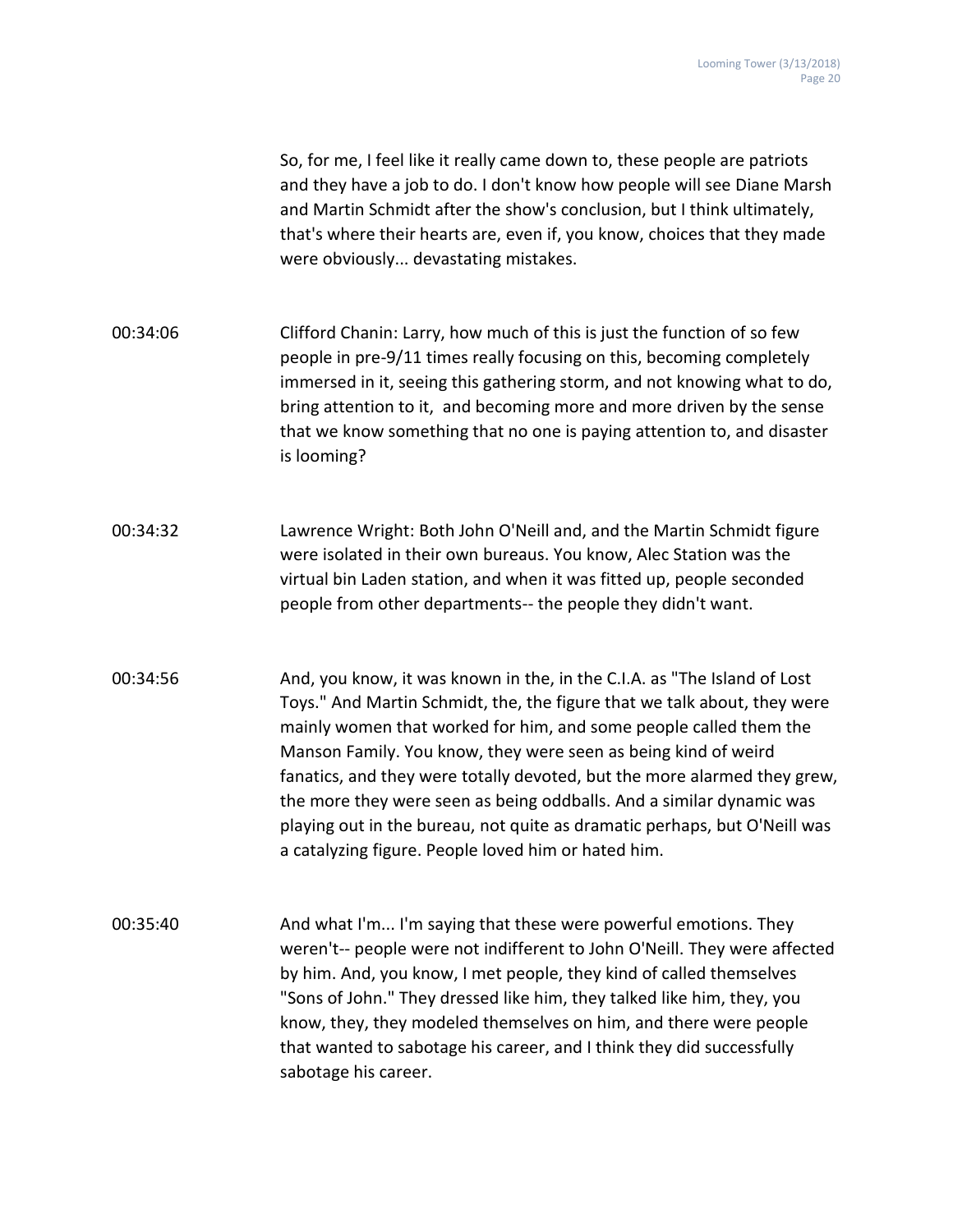So, for me, I feel like it really came down to, these people are patriots and they have a job to do. I don't know how people will see Diane Marsh and Martin Schmidt after the show's conclusion, but I think ultimately, that's where their hearts are, even if, you know, choices that they made were obviously... devastating mistakes.

00:34:06 Clifford Chanin: Larry, how much of this is just the function of so few people in pre-9/11 times really focusing on this, becoming completely immersed in it, seeing this gathering storm, and not knowing what to do, bring attention to it, and becoming more and more driven by the sense that we know something that no one is paying attention to, and disaster is looming?

00:34:32 Lawrence Wright: Both John O'Neill and, and the Martin Schmidt figure were isolated in their own bureaus. You know, Alec Station was the virtual bin Laden station, and when it was fitted up, people seconded people from other departments-- the people they didn't want.

00:34:56 And, you know, it was known in the, in the C.I.A. as "The Island of Lost Toys." And Martin Schmidt, the, the figure that we talk about, they were mainly women that worked for him, and some people called them the Manson Family. You know, they were seen as being kind of weird fanatics, and they were totally devoted, but the more alarmed they grew, the more they were seen as being oddballs. And a similar dynamic was playing out in the bureau, not quite as dramatic perhaps, but O'Neill was a catalyzing figure. People loved him or hated him.

00:35:40 And what I'm... I'm saying that these were powerful emotions. They weren't-- people were not indifferent to John O'Neill. They were affected by him. And, you know, I met people, they kind of called themselves "Sons of John." They dressed like him, they talked like him, they, you know, they, they modeled themselves on him, and there were people that wanted to sabotage his career, and I think they did successfully sabotage his career.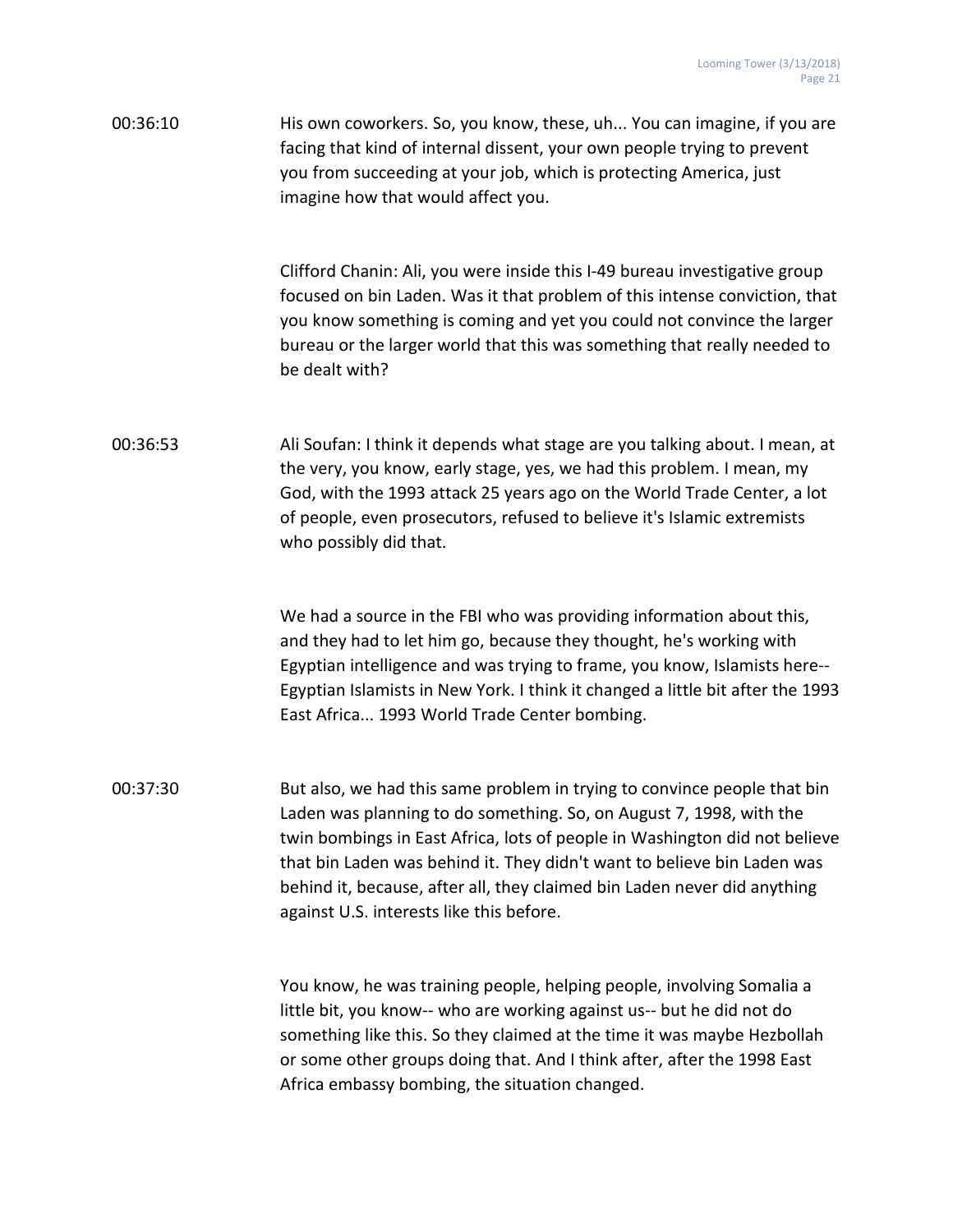00:36:10 His own coworkers. So, you know, these, uh... You can imagine, if you are facing that kind of internal dissent, your own people trying to prevent you from succeeding at your job, which is protecting America, just imagine how that would affect you.

Clifford Chanin: Ali, you were inside this I-49 bureau investigative group focused on bin Laden. Was it that problem of this intense conviction, that you know something is coming and yet you could not convince the larger bureau or the larger world that this was something that really needed to be dealt with?

00:36:53 Ali Soufan: I think it depends what stage are you talking about. I mean, at the very, you know, early stage, yes, we had this problem. I mean, my God, with the 1993 attack 25 years ago on the World Trade Center, a lot of people, even prosecutors, refused to believe it's Islamic extremists who possibly did that.

We had a source in the FBI who was providing information about this, and they had to let him go, because they thought, he's working with Egyptian intelligence and was trying to frame, you know, Islamists here-- Egyptian Islamists in New York. I think it changed a little bit after the 1993 East Africa... 1993 World Trade Center bombing.

00:37:30 But also, we had this same problem in trying to convince people that bin Laden was planning to do something. So, on August 7, 1998, with the twin bombings in East Africa, lots of people in Washington did not believe that bin Laden was behind it. They didn't want to believe bin Laden was behind it, because, after all, they claimed bin Laden never did anything against U.S. interests like this before.

You know, he was training people, helping people, involving Somalia a little bit, you know-- who are working against us-- but he did not do something like this. So they claimed at the time it was maybe Hezbollah or some other groups doing that. And I think after, after the 1998 East Africa embassy bombing, the situation changed.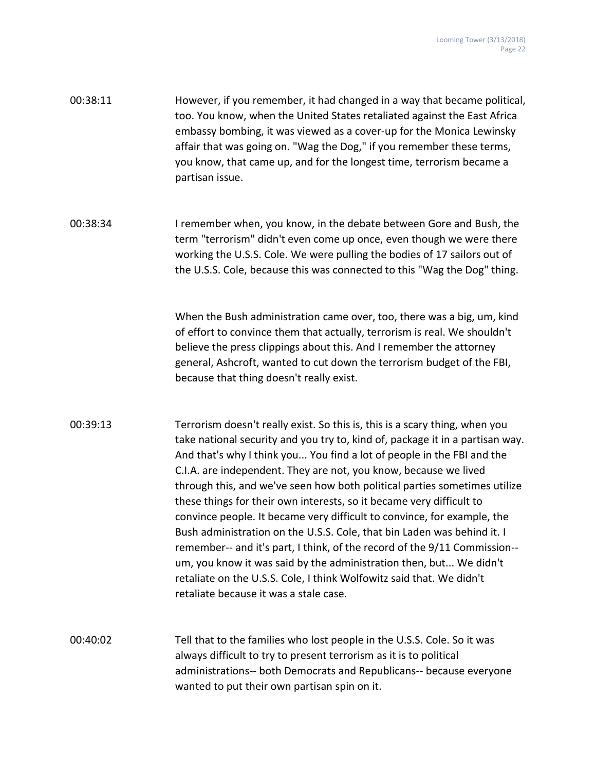00:38:11 However, if you remember, it had changed in a way that became political, too. You know, when the United States retaliated against the East Africa embassy bombing, it was viewed as a cover-up for the Monica Lewinsky affair that was going on. "Wag the Dog," if you remember these terms, you know, that came up, and for the longest time, terrorism became a partisan issue.

00:38:34 I remember when, you know, in the debate between Gore and Bush, the term "terrorism" didn't even come up once, even though we were there working the U.S.S. Cole. We were pulling the bodies of 17 sailors out of the U.S.S. Cole, because this was connected to this "Wag the Dog" thing.

When the Bush administration came over, too, there was a big, um, kind of effort to convince them that actually, terrorism is real. We shouldn't believe the press clippings about this. And I remember the attorney general, Ashcroft, wanted to cut down the terrorism budget of the FBI, because that thing doesn't really exist.

00:39:13 Terrorism doesn't really exist. So this is, this is a scary thing, when you take national security and you try to, kind of, package it in a partisan way. And that's why I think you... You find a lot of people in the FBI and the C.I.A. are independent. They are not, you know, because we lived through this, and we've seen how both political parties sometimes utilize these things for their own interests, so it became very difficult to convince people. It became very difficult to convince, for example, the Bush administration on the U.S.S. Cole, that bin Laden was behind it. I remember-- and it's part, I think, of the record of the 9/11 Commission-- um, you know it was said by the administration then, but... We didn't retaliate on the U.S.S. Cole, I think Wolfowitz said that. We didn't retaliate because it was a stale case.

00:40:02 Tell that to the families who lost people in the U.S.S. Cole. So it was always difficult to try to present terrorism as it is to political administrations-- both Democrats and Republicans-- because everyone wanted to put their own partisan spin on it.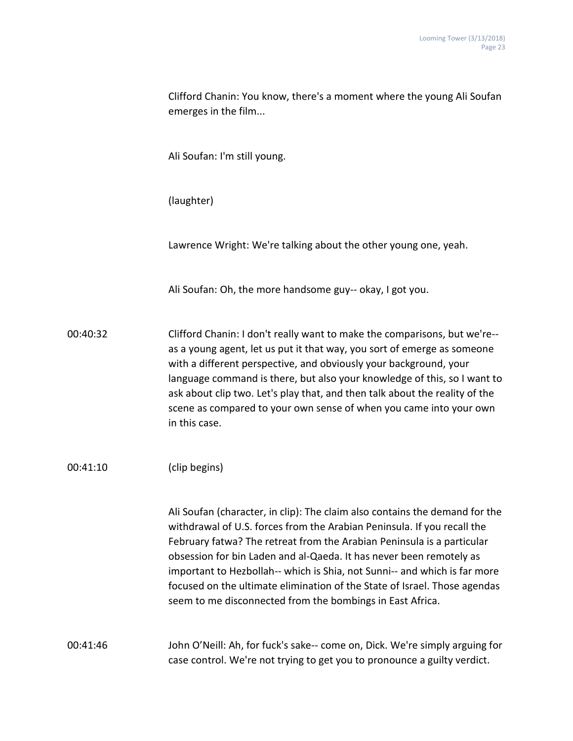Clifford Chanin: You know, there's a moment where the young Ali Soufan emerges in the film...

Ali Soufan: I'm still young.

(laughter)

Lawrence Wright: We're talking about the other young one, yeah.

Ali Soufan: Oh, the more handsome guy-- okay, I got you.

00:40:32 Clifford Chanin: I don't really want to make the comparisons, but we're-- as a young agent, let us put it that way, you sort of emerge as someone with a different perspective, and obviously your background, your language command is there, but also your knowledge of this, so I want to ask about clip two. Let's play that, and then talk about the reality of the scene as compared to your own sense of when you came into your own in this case.

00:41:10 (clip begins)

Ali Soufan (character, in clip): The claim also contains the demand for the withdrawal of U.S. forces from the Arabian Peninsula. If you recall the February fatwa? The retreat from the Arabian Peninsula is a particular obsession for bin Laden and al-Qaeda. It has never been remotely as important to Hezbollah-- which is Shia, not Sunni-- and which is far more focused on the ultimate elimination of the State of Israel. Those agendas seem to me disconnected from the bombings in East Africa.

00:41:46 John O'Neill: Ah, for fuck's sake-- come on, Dick. We're simply arguing for case control. We're not trying to get you to pronounce a guilty verdict.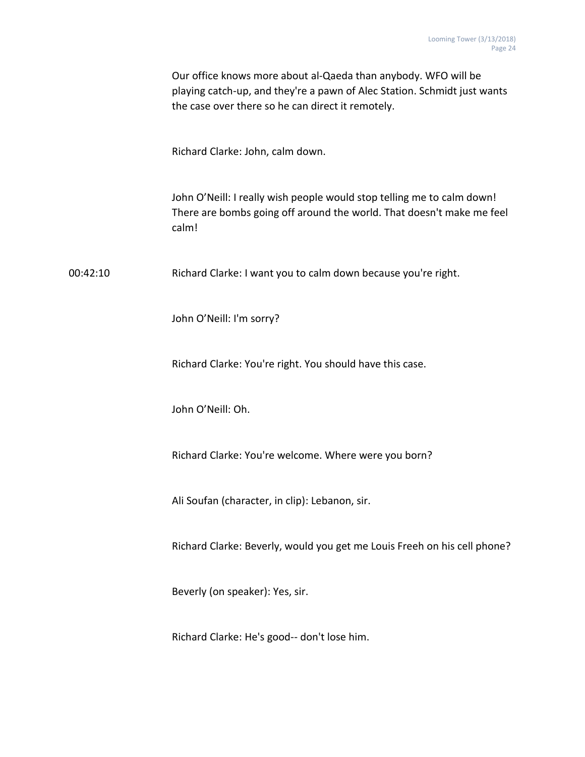Our office knows more about al-Qaeda than anybody. WFO will be playing catch-up, and they're a pawn of Alec Station. Schmidt just wants the case over there so he can direct it remotely.

Richard Clarke: John, calm down.

John O'Neill: I really wish people would stop telling me to calm down! There are bombs going off around the world. That doesn't make me feel calm!

00:42:10 Richard Clarke: I want you to calm down because you're right.

John O'Neill: I'm sorry?

Richard Clarke: You're right. You should have this case.

John O'Neill: Oh.

Richard Clarke: You're welcome. Where were you born?

Ali Soufan (character, in clip): Lebanon, sir.

Richard Clarke: Beverly, would you get me Louis Freeh on his cell phone?

Beverly (on speaker): Yes, sir.

Richard Clarke: He's good-- don't lose him.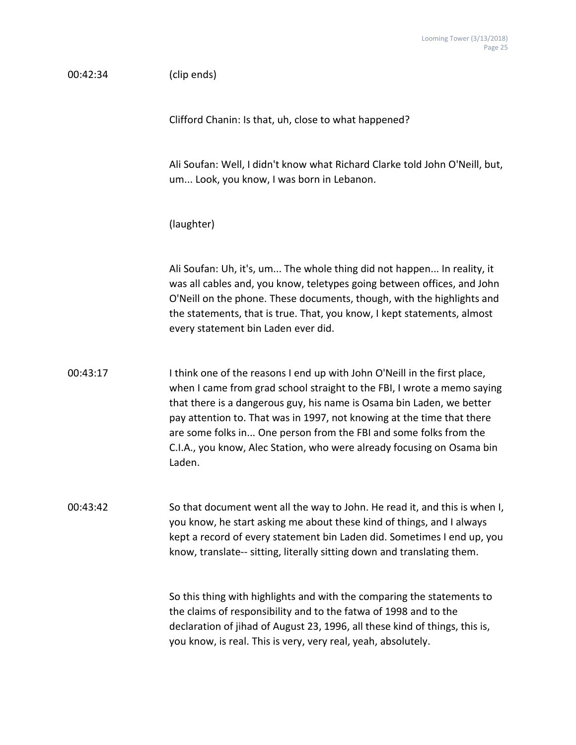00:42:34 (clip ends)

Clifford Chanin: Is that, uh, close to what happened?

Ali Soufan: Well, I didn't know what Richard Clarke told John O'Neill, but, um... Look, you know, I was born in Lebanon.

(laughter)

Ali Soufan: Uh, it's, um... The whole thing did not happen... In reality, it was all cables and, you know, teletypes going between offices, and John O'Neill on the phone. These documents, though, with the highlights and the statements, that is true. That, you know, I kept statements, almost every statement bin Laden ever did.

00:43:17 I think one of the reasons I end up with John O'Neill in the first place, when I came from grad school straight to the FBI, I wrote a memo saying that there is a dangerous guy, his name is Osama bin Laden, we better pay attention to. That was in 1997, not knowing at the time that there are some folks in... One person from the FBI and some folks from the C.I.A., you know, Alec Station, who were already focusing on Osama bin Laden.

00:43:42 So that document went all the way to John. He read it, and this is when I, you know, he start asking me about these kind of things, and I always kept a record of every statement bin Laden did. Sometimes I end up, you know, translate-- sitting, literally sitting down and translating them.

So this thing with highlights and with the comparing the statements to the claims of responsibility and to the fatwa of 1998 and to the declaration of jihad of August 23, 1996, all these kind of things, this is, you know, is real. This is very, very real, yeah, absolutely.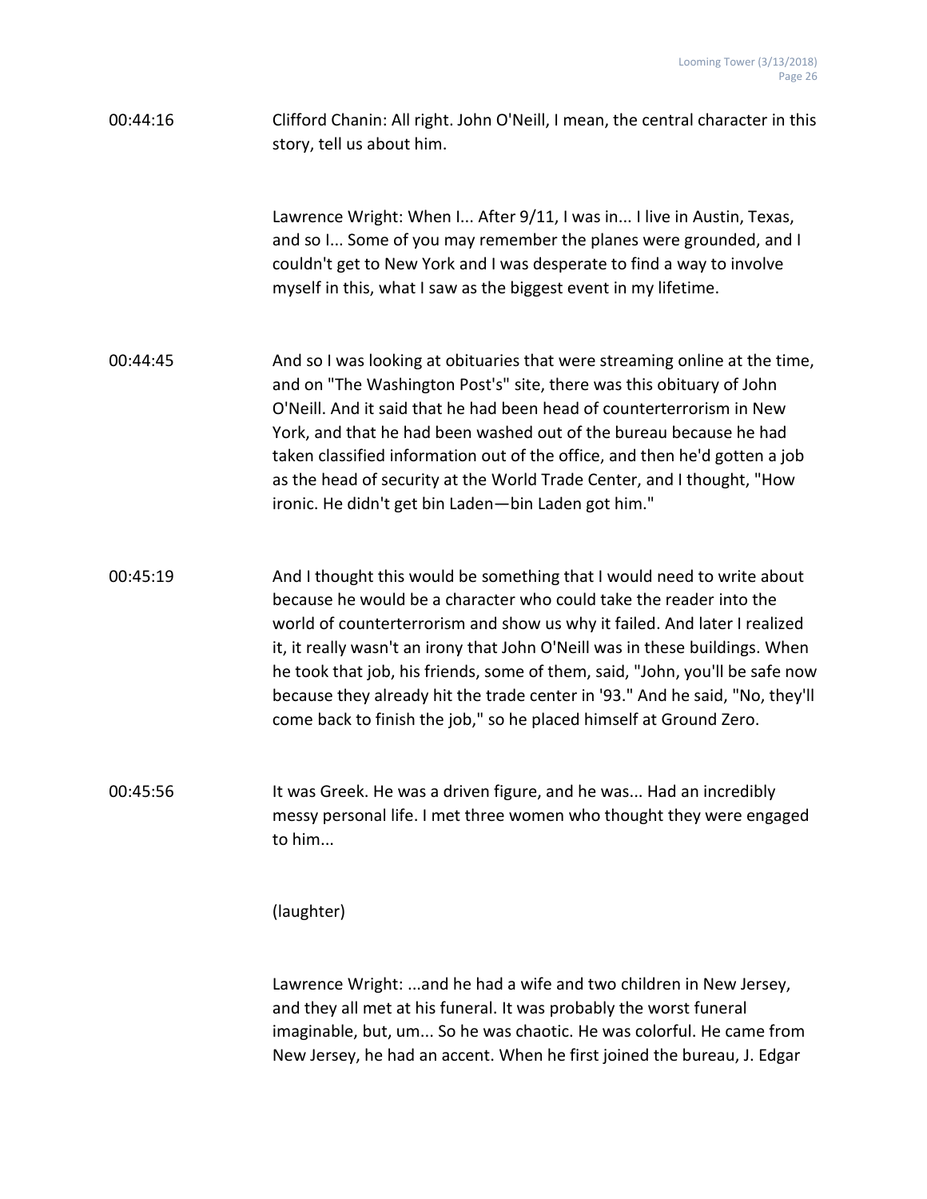00:44:16 Clifford Chanin: All right. John O'Neill, I mean, the central character in this story, tell us about him.

Lawrence Wright: When I... After 9/11, I was in... I live in Austin, Texas, and so I... Some of you may remember the planes were grounded, and I couldn't get to New York and I was desperate to find a way to involve myself in this, what I saw as the biggest event in my lifetime.

00:44:45 And so I was looking at obituaries that were streaming online at the time, and on "The Washington Post's" site, there was this obituary of John O'Neill. And it said that he had been head of counterterrorism in New York, and that he had been washed out of the bureau because he had taken classified information out of the office, and then he'd gotten a job as the head of security at the World Trade Center, and I thought, "How ironic. He didn't get bin Laden—bin Laden got him."

00:45:19 And I thought this would be something that I would need to write about because he would be a character who could take the reader into the world of counterterrorism and show us why it failed. And later I realized it, it really wasn't an irony that John O'Neill was in these buildings. When he took that job, his friends, some of them, said, "John, you'll be safe now because they already hit the trade center in '93." And he said, "No, they'll come back to finish the job," so he placed himself at Ground Zero.

00:45:56 It was Greek. He was a driven figure, and he was... Had an incredibly messy personal life. I met three women who thought they were engaged to him...

(laughter)

Lawrence Wright: ...and he had a wife and two children in New Jersey, and they all met at his funeral. It was probably the worst funeral imaginable, but, um... So he was chaotic. He was colorful. He came from New Jersey, he had an accent. When he first joined the bureau, J. Edgar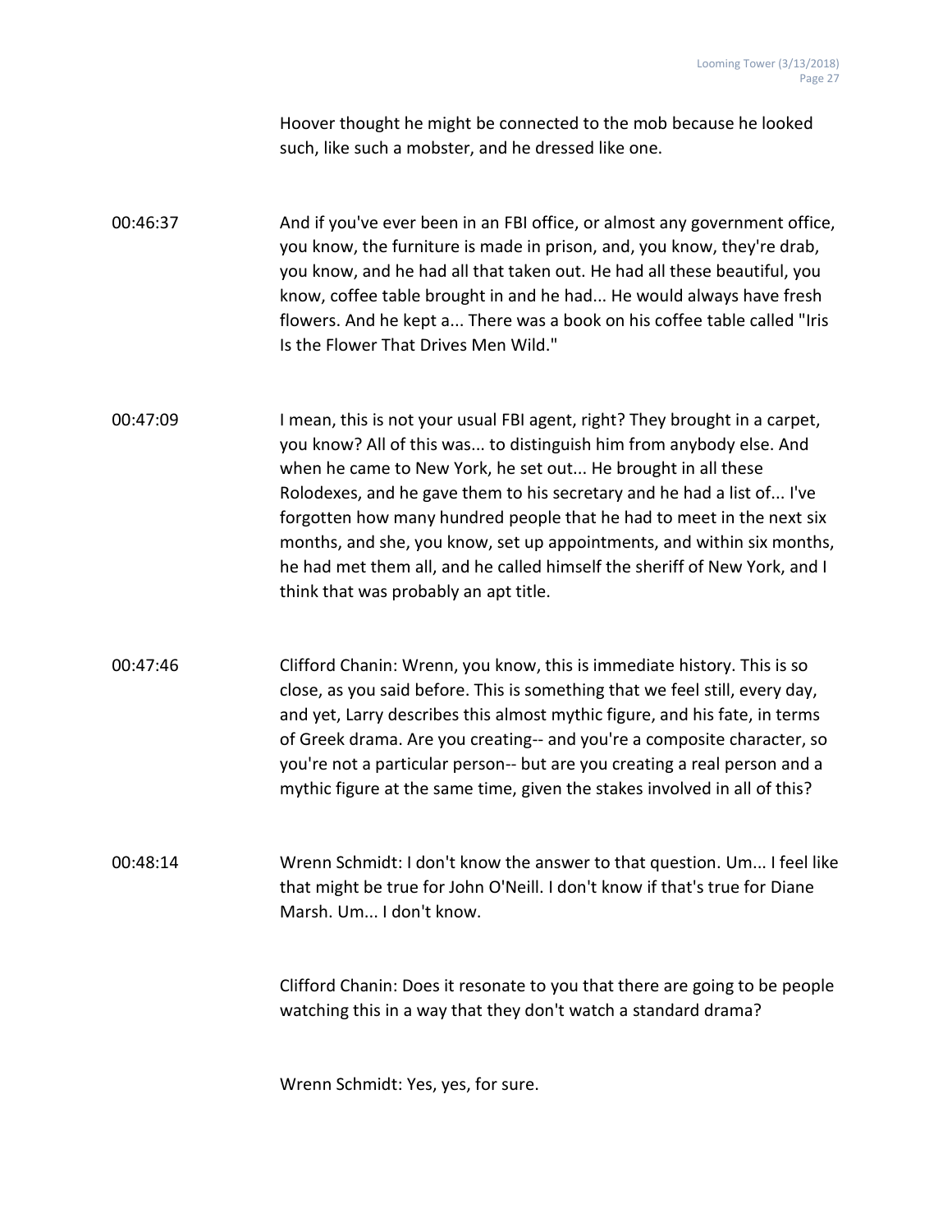Hoover thought he might be connected to the mob because he looked such, like such a mobster, and he dressed like one.

00:46:37 And if you've ever been in an FBI office, or almost any government office, you know, the furniture is made in prison, and, you know, they're drab, you know, and he had all that taken out. He had all these beautiful, you know, coffee table brought in and he had... He would always have fresh flowers. And he kept a... There was a book on his coffee table called "Iris Is the Flower That Drives Men Wild."

00:47:09 I mean, this is not your usual FBI agent, right? They brought in a carpet, you know? All of this was... to distinguish him from anybody else. And when he came to New York, he set out... He brought in all these Rolodexes, and he gave them to his secretary and he had a list of... I've forgotten how many hundred people that he had to meet in the next six months, and she, you know, set up appointments, and within six months, he had met them all, and he called himself the sheriff of New York, and I think that was probably an apt title.

00:47:46 Clifford Chanin: Wrenn, you know, this is immediate history. This is so close, as you said before. This is something that we feel still, every day, and yet, Larry describes this almost mythic figure, and his fate, in terms of Greek drama. Are you creating-- and you're a composite character, so you're not a particular person-- but are you creating a real person and a mythic figure at the same time, given the stakes involved in all of this?

00:48:14 Wrenn Schmidt: I don't know the answer to that question. Um... I feel like that might be true for John O'Neill. I don't know if that's true for Diane Marsh. Um... I don't know.

Clifford Chanin: Does it resonate to you that there are going to be people watching this in a way that they don't watch a standard drama?

Wrenn Schmidt: Yes, yes, for sure.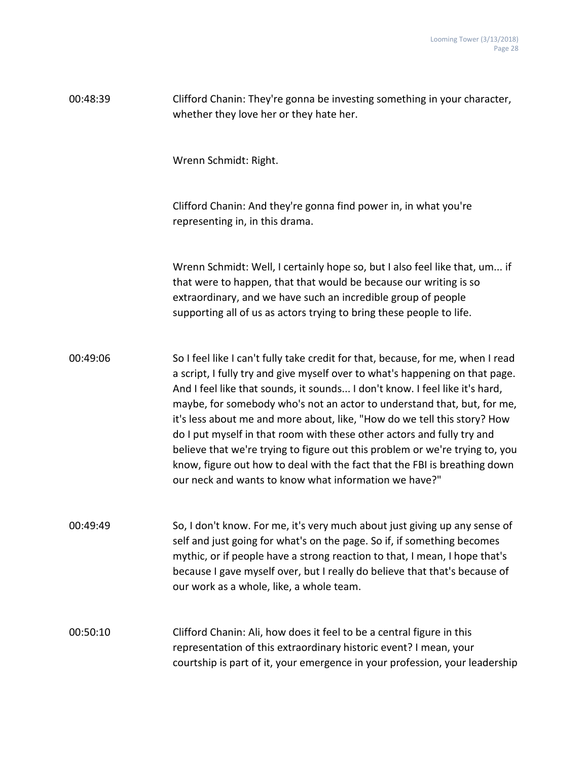00:48:39 Clifford Chanin: They're gonna be investing something in your character, whether they love her or they hate her.

Wrenn Schmidt: Right.

Clifford Chanin: And they're gonna find power in, in what you're representing in, in this drama.

Wrenn Schmidt: Well, I certainly hope so, but I also feel like that, um... if that were to happen, that that would be because our writing is so extraordinary, and we have such an incredible group of people supporting all of us as actors trying to bring these people to life.

00:49:06 So I feel like I can't fully take credit for that, because, for me, when I read a script, I fully try and give myself over to what's happening on that page. And I feel like that sounds, it sounds... I don't know. I feel like it's hard, maybe, for somebody who's not an actor to understand that, but, for me, it's less about me and more about, like, "How do we tell this story? How do I put myself in that room with these other actors and fully try and believe that we're trying to figure out this problem or we're trying to, you know, figure out how to deal with the fact that the FBI is breathing down our neck and wants to know what information we have?"

00:49:49 So, I don't know. For me, it's very much about just giving up any sense of self and just going for what's on the page. So if, if something becomes mythic, or if people have a strong reaction to that, I mean, I hope that's because I gave myself over, but I really do believe that that's because of our work as a whole, like, a whole team.

00:50:10 Clifford Chanin: Ali, how does it feel to be a central figure in this representation of this extraordinary historic event? I mean, your courtship is part of it, your emergence in your profession, your leadership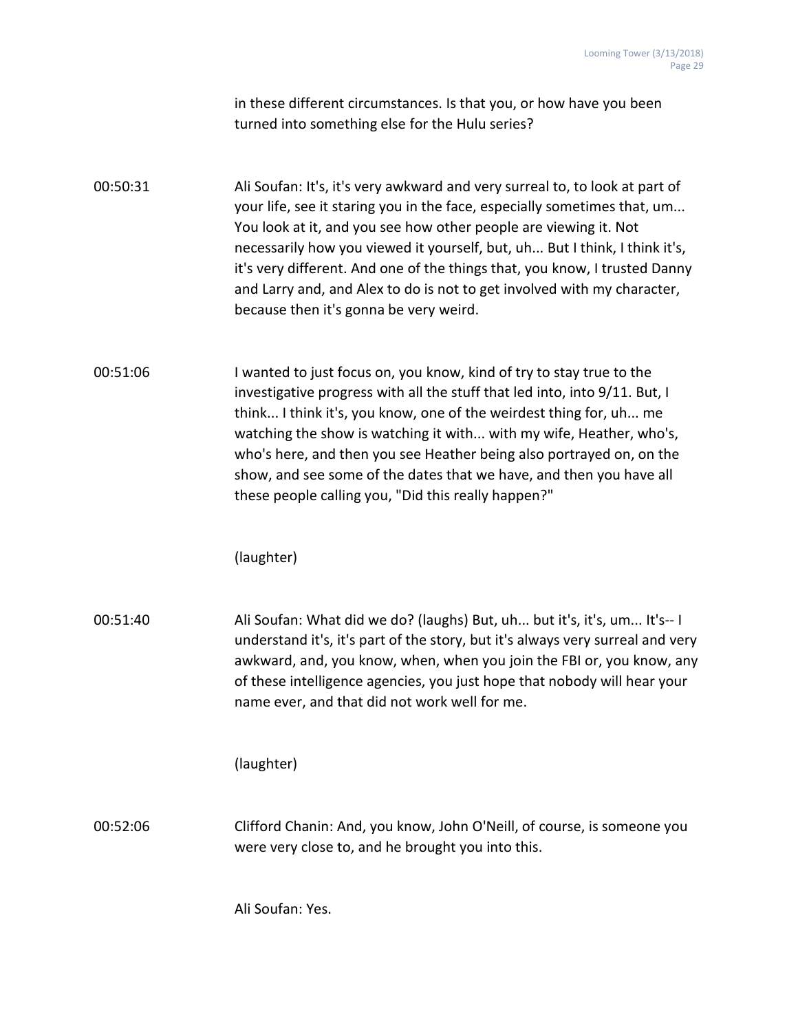in these different circumstances. Is that you, or how have you been turned into something else for the Hulu series?

00:50:31 Ali Soufan: It's, it's very awkward and very surreal to, to look at part of your life, see it staring you in the face, especially sometimes that, um... You look at it, and you see how other people are viewing it. Not necessarily how you viewed it yourself, but, uh... But I think, I think it's, it's very different. And one of the things that, you know, I trusted Danny and Larry and, and Alex to do is not to get involved with my character, because then it's gonna be very weird.

00:51:06 I wanted to just focus on, you know, kind of try to stay true to the investigative progress with all the stuff that led into, into 9/11. But, I think... I think it's, you know, one of the weirdest thing for, uh... me watching the show is watching it with... with my wife, Heather, who's, who's here, and then you see Heather being also portrayed on, on the show, and see some of the dates that we have, and then you have all these people calling you, "Did this really happen?"

(laughter)

00:51:40 Ali Soufan: What did we do? (laughs) But, uh... but it's, it's, um... It's-- I understand it's, it's part of the story, but it's always very surreal and very awkward, and, you know, when, when you join the FBI or, you know, any of these intelligence agencies, you just hope that nobody will hear your name ever, and that did not work well for me.

(laughter)

00:52:06 Clifford Chanin: And, you know, John O'Neill, of course, is someone you were very close to, and he brought you into this.

Ali Soufan: Yes.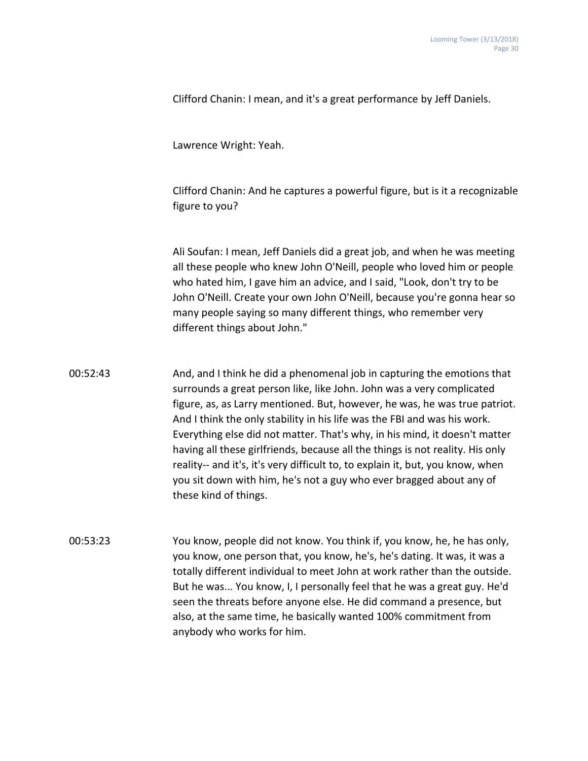Clifford Chanin: I mean, and it's a great performance by Jeff Daniels.

Lawrence Wright: Yeah.

Clifford Chanin: And he captures a powerful figure, but is it a recognizable figure to you?

Ali Soufan: I mean, Jeff Daniels did a great job, and when he was meeting all these people who knew John O'Neill, people who loved him or people who hated him, I gave him an advice, and I said, "Look, don't try to be John O'Neill. Create your own John O'Neill, because you're gonna hear so many people saying so many different things, who remember very different things about John."

00:52:43 And, and I think he did a phenomenal job in capturing the emotions that surrounds a great person like, like John. John was a very complicated figure, as, as Larry mentioned. But, however, he was, he was true patriot. And I think the only stability in his life was the FBI and was his work. Everything else did not matter. That's why, in his mind, it doesn't matter having all these girlfriends, because all the things is not reality. His only reality-- and it's, it's very difficult to, to explain it, but, you know, when you sit down with him, he's not a guy who ever bragged about any of these kind of things.

00:53:23 You know, people did not know. You think if, you know, he, he has only, you know, one person that, you know, he's, he's dating. It was, it was a totally different individual to meet John at work rather than the outside. But he was... You know, I, I personally feel that he was a great guy. He'd seen the threats before anyone else. He did command a presence, but also, at the same time, he basically wanted 100% commitment from anybody who works for him.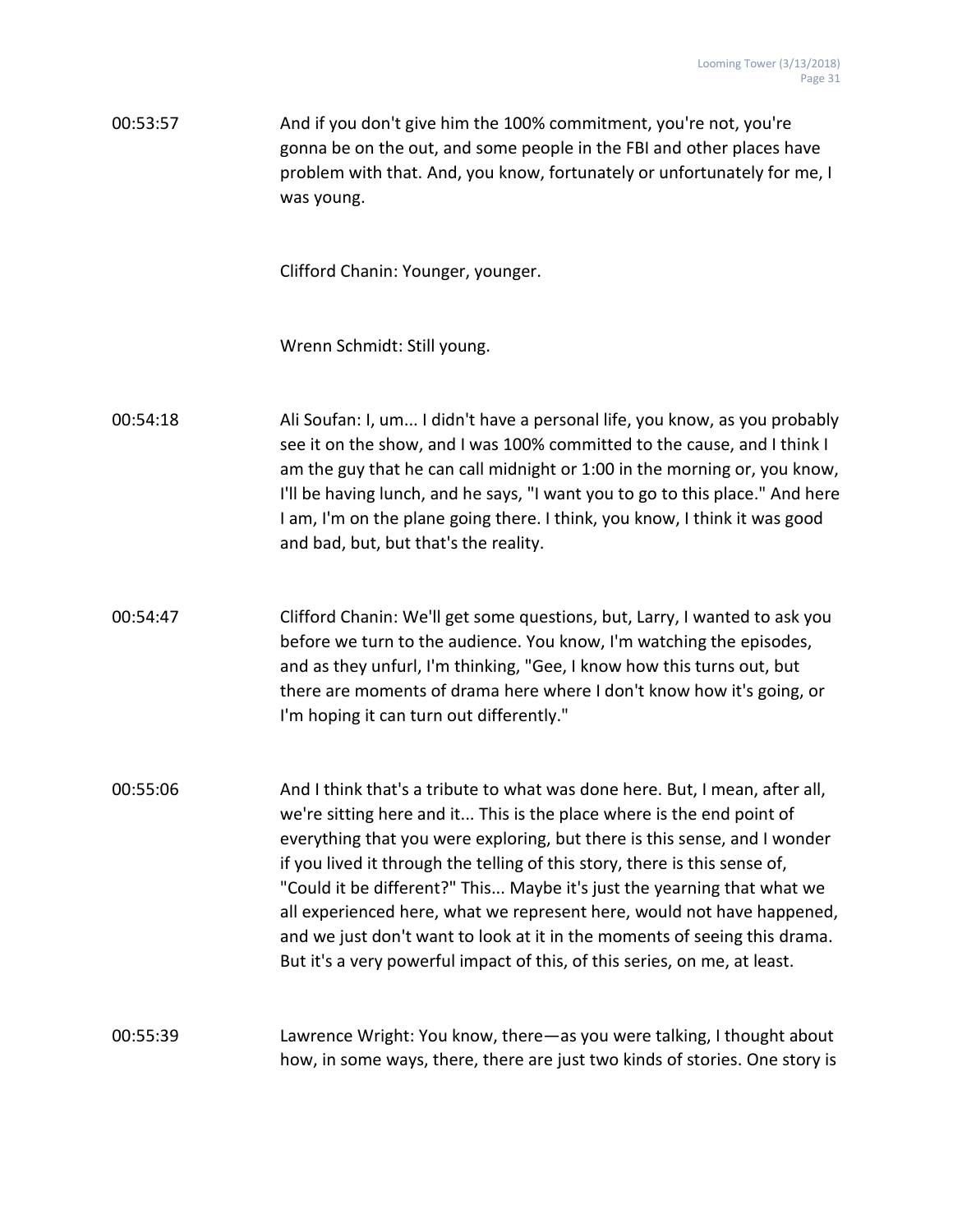00:53:57 And if you don't give him the 100% commitment, you're not, you're gonna be on the out, and some people in the FBI and other places have problem with that. And, you know, fortunately or unfortunately for me, I was young.

Clifford Chanin: Younger, younger.

Wrenn Schmidt: Still young.

00:54:18 Ali Soufan: I, um... I didn't have a personal life, you know, as you probably see it on the show, and I was 100% committed to the cause, and I think I am the guy that he can call midnight or 1:00 in the morning or, you know, I'll be having lunch, and he says, "I want you to go to this place." And here I am, I'm on the plane going there. I think, you know, I think it was good and bad, but, but that's the reality.

00:54:47 Clifford Chanin: We'll get some questions, but, Larry, I wanted to ask you before we turn to the audience. You know, I'm watching the episodes, and as they unfurl, I'm thinking, "Gee, I know how this turns out, but there are moments of drama here where I don't know how it's going, or I'm hoping it can turn out differently."

00:55:06 And I think that's a tribute to what was done here. But, I mean, after all, we're sitting here and it... This is the place where is the end point of everything that you were exploring, but there is this sense, and I wonder if you lived it through the telling of this story, there is this sense of, "Could it be different?" This... Maybe it's just the yearning that what we all experienced here, what we represent here, would not have happened, and we just don't want to look at it in the moments of seeing this drama. But it's a very powerful impact of this, of this series, on me, at least.

00:55:39 Lawrence Wright: You know, there—as you were talking, I thought about how, in some ways, there, there are just two kinds of stories. One story is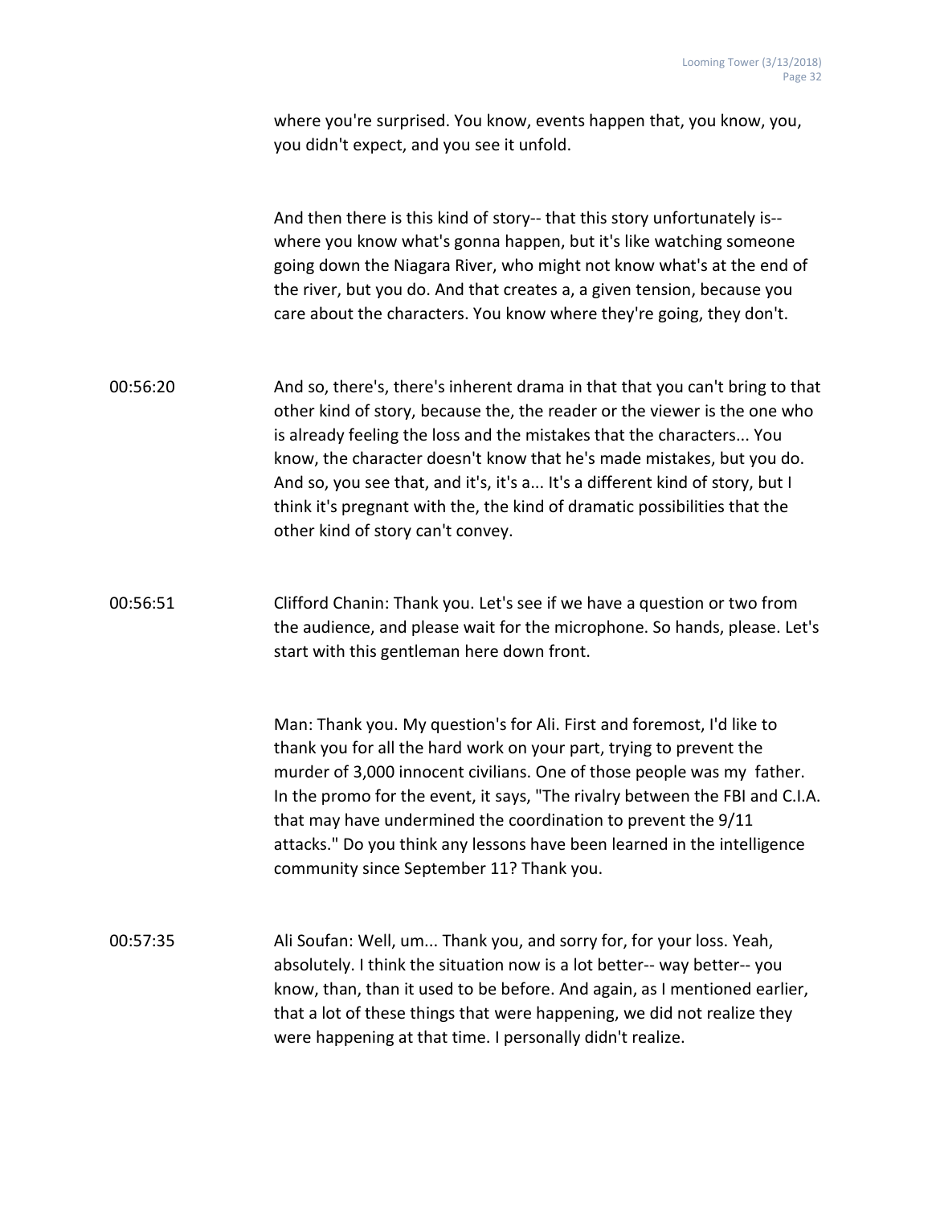where you're surprised. You know, events happen that, you know, you, you didn't expect, and you see it unfold.

And then there is this kind of story-- that this story unfortunately is-- where you know what's gonna happen, but it's like watching someone going down the Niagara River, who might not know what's at the end of the river, but you do. And that creates a, a given tension, because you care about the characters. You know where they're going, they don't.

00:56:20 And so, there's, there's inherent drama in that that you can't bring to that other kind of story, because the, the reader or the viewer is the one who is already feeling the loss and the mistakes that the characters... You know, the character doesn't know that he's made mistakes, but you do. And so, you see that, and it's, it's a... It's a different kind of story, but I think it's pregnant with the, the kind of dramatic possibilities that the other kind of story can't convey.

00:56:51 Clifford Chanin: Thank you. Let's see if we have a question or two from the audience, and please wait for the microphone. So hands, please. Let's start with this gentleman here down front.

Man: Thank you. My question's for Ali. First and foremost, I'd like to thank you for all the hard work on your part, trying to prevent the murder of 3,000 innocent civilians. One of those people was my father. In the promo for the event, it says, "The rivalry between the FBI and C.I.A. that may have undermined the coordination to prevent the 9/11 attacks." Do you think any lessons have been learned in the intelligence community since September 11? Thank you.

00:57:35 Ali Soufan: Well, um... Thank you, and sorry for, for your loss. Yeah, absolutely. I think the situation now is a lot better-- way better-- you know, than, than it used to be before. And again, as I mentioned earlier, that a lot of these things that were happening, we did not realize they were happening at that time. I personally didn't realize.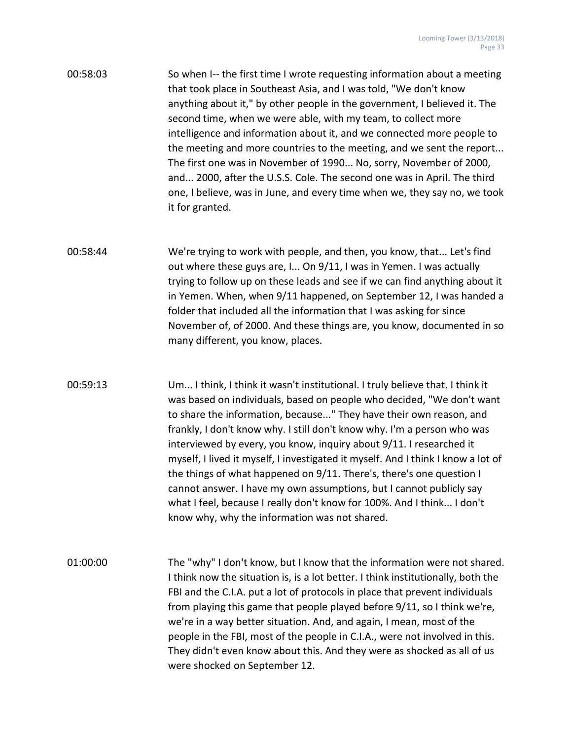00:58:03 So when I-- the first time I wrote requesting information about a meeting that took place in Southeast Asia, and I was told, "We don't know anything about it," by other people in the government, I believed it. The second time, when we were able, with my team, to collect more intelligence and information about it, and we connected more people to the meeting and more countries to the meeting, and we sent the report... The first one was in November of 1990... No, sorry, November of 2000, and... 2000, after the U.S.S. Cole. The second one was in April. The third one, I believe, was in June, and every time when we, they say no, we took it for granted.

00:58:44 We're trying to work with people, and then, you know, that... Let's find out where these guys are, I... On 9/11, I was in Yemen. I was actually trying to follow up on these leads and see if we can find anything about it in Yemen. When, when 9/11 happened, on September 12, I was handed a folder that included all the information that I was asking for since November of, of 2000. And these things are, you know, documented in so many different, you know, places.

00:59:13 Um... I think, I think it wasn't institutional. I truly believe that. I think it was based on individuals, based on people who decided, "We don't want to share the information, because..." They have their own reason, and frankly, I don't know why. I still don't know why. I'm a person who was interviewed by every, you know, inquiry about 9/11. I researched it myself, I lived it myself, I investigated it myself. And I think I know a lot of the things of what happened on 9/11. There's, there's one question I cannot answer. I have my own assumptions, but I cannot publicly say what I feel, because I really don't know for 100%. And I think... I don't know why, why the information was not shared.

01:00:00 The "why" I don't know, but I know that the information were not shared. I think now the situation is, is a lot better. I think institutionally, both the FBI and the C.I.A. put a lot of protocols in place that prevent individuals from playing this game that people played before 9/11, so I think we're, we're in a way better situation. And, and again, I mean, most of the people in the FBI, most of the people in C.I.A., were not involved in this. They didn't even know about this. And they were as shocked as all of us were shocked on September 12.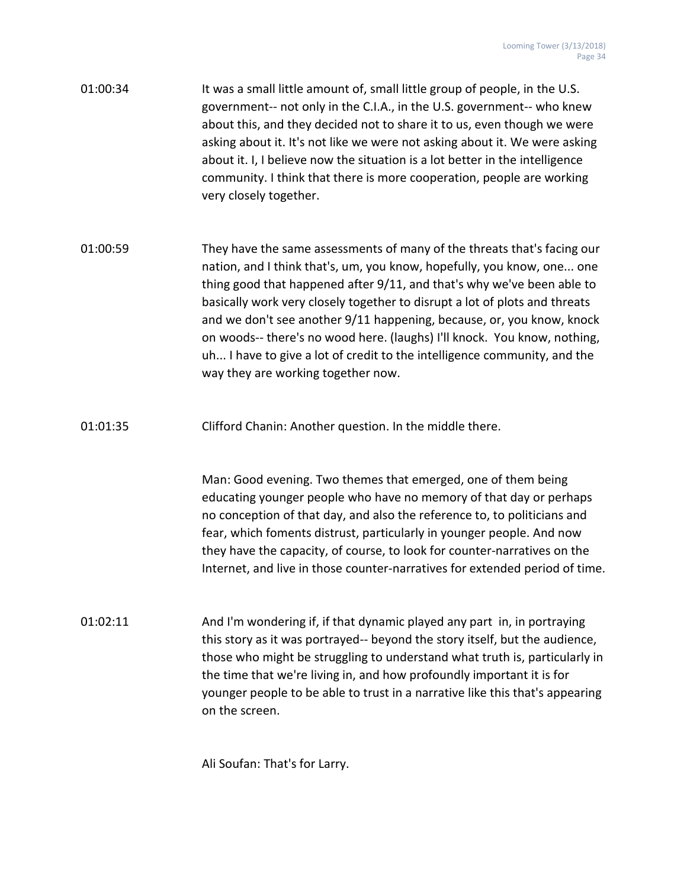01:00:34 It was a small little amount of, small little group of people, in the U.S. government-- not only in the C.I.A., in the U.S. government-- who knew about this, and they decided not to share it to us, even though we were asking about it. It's not like we were not asking about it. We were asking about it. I, I believe now the situation is a lot better in the intelligence community. I think that there is more cooperation, people are working very closely together.

01:00:59 They have the same assessments of many of the threats that's facing our nation, and I think that's, um, you know, hopefully, you know, one... one thing good that happened after 9/11, and that's why we've been able to basically work very closely together to disrupt a lot of plots and threats and we don't see another 9/11 happening, because, or, you know, knock on woods-- there's no wood here. (laughs) I'll knock. You know, nothing, uh... I have to give a lot of credit to the intelligence community, and the way they are working together now.

01:01:35 Clifford Chanin: Another question. In the middle there.

Man: Good evening. Two themes that emerged, one of them being educating younger people who have no memory of that day or perhaps no conception of that day, and also the reference to, to politicians and fear, which foments distrust, particularly in younger people. And now they have the capacity, of course, to look for counter-narratives on the Internet, and live in those counter-narratives for extended period of time.

01:02:11 And I'm wondering if, if that dynamic played any part in, in portraying this story as it was portrayed-- beyond the story itself, but the audience, those who might be struggling to understand what truth is, particularly in the time that we're living in, and how profoundly important it is for younger people to be able to trust in a narrative like this that's appearing on the screen.

Ali Soufan: That's for Larry.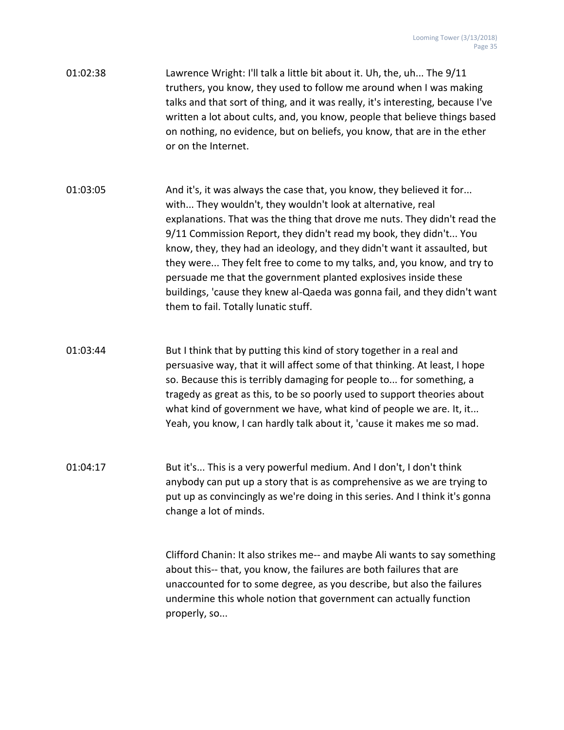01:02:38 Lawrence Wright: I'll talk a little bit about it. Uh, the, uh... The 9/11 truthers, you know, they used to follow me around when I was making talks and that sort of thing, and it was really, it's interesting, because I've written a lot about cults, and, you know, people that believe things based on nothing, no evidence, but on beliefs, you know, that are in the ether or on the Internet.

01:03:05 And it's, it was always the case that, you know, they believed it for... with... They wouldn't, they wouldn't look at alternative, real explanations. That was the thing that drove me nuts. They didn't read the 9/11 Commission Report, they didn't read my book, they didn't... You know, they, they had an ideology, and they didn't want it assaulted, but they were... They felt free to come to my talks, and, you know, and try to persuade me that the government planted explosives inside these buildings, 'cause they knew al-Qaeda was gonna fail, and they didn't want them to fail. Totally lunatic stuff.

01:03:44 But I think that by putting this kind of story together in a real and persuasive way, that it will affect some of that thinking. At least, I hope so. Because this is terribly damaging for people to... for something, a tragedy as great as this, to be so poorly used to support theories about what kind of government we have, what kind of people we are. It, it... Yeah, you know, I can hardly talk about it, 'cause it makes me so mad.

01:04:17 But it's... This is a very powerful medium. And I don't, I don't think anybody can put up a story that is as comprehensive as we are trying to put up as convincingly as we're doing in this series. And I think it's gonna change a lot of minds.

Clifford Chanin: It also strikes me-- and maybe Ali wants to say something about this-- that, you know, the failures are both failures that are unaccounted for to some degree, as you describe, but also the failures undermine this whole notion that government can actually function properly, so...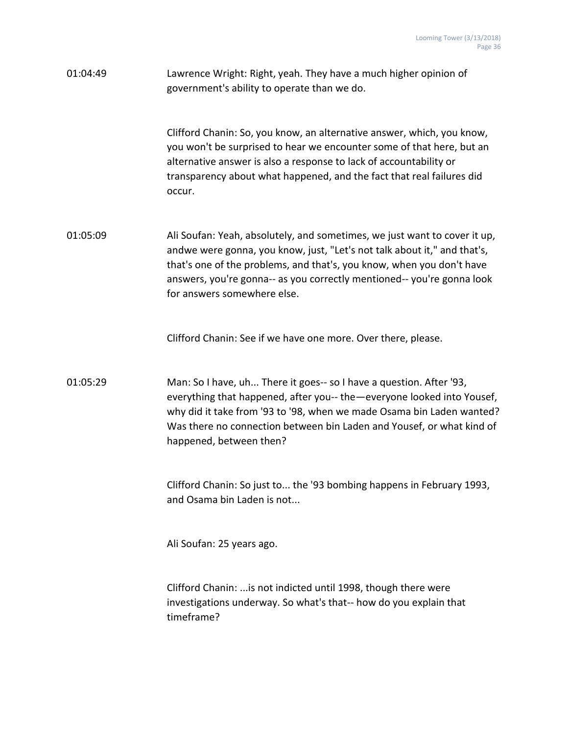01:04:49 Lawrence Wright: Right, yeah. They have a much higher opinion of government's ability to operate than we do.

Clifford Chanin: So, you know, an alternative answer, which, you know, you won't be surprised to hear we encounter some of that here, but an alternative answer is also a response to lack of accountability or transparency about what happened, and the fact that real failures did occur.

01:05:09 Ali Soufan: Yeah, absolutely, and sometimes, we just want to cover it up, andwe were gonna, you know, just, "Let's not talk about it," and that's, that's one of the problems, and that's, you know, when you don't have answers, you're gonna-- as you correctly mentioned-- you're gonna look for answers somewhere else.

Clifford Chanin: See if we have one more. Over there, please.

01:05:29 Man: So I have, uh... There it goes-- so I have a question. After '93, everything that happened, after you-- the—everyone looked into Yousef, why did it take from '93 to '98, when we made Osama bin Laden wanted? Was there no connection between bin Laden and Yousef, or what kind of happened, between then?

Clifford Chanin: So just to... the '93 bombing happens in February 1993, and Osama bin Laden is not...

Ali Soufan: 25 years ago.

Clifford Chanin: ...is not indicted until 1998, though there were investigations underway. So what's that-- how do you explain that timeframe?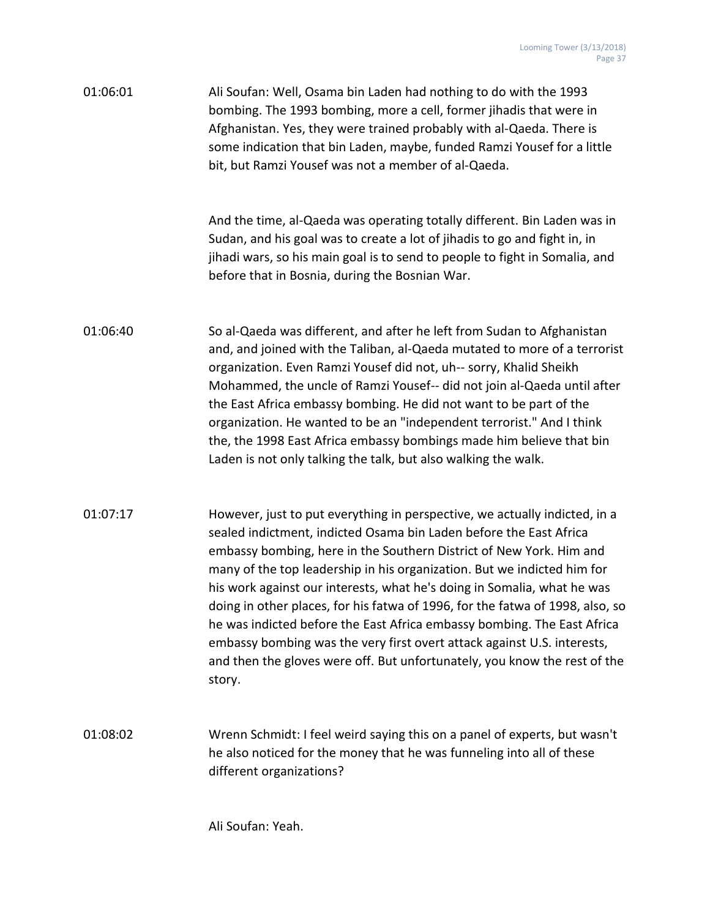01:06:01 Ali Soufan: Well, Osama bin Laden had nothing to do with the 1993 bombing. The 1993 bombing, more a cell, former jihadis that were in Afghanistan. Yes, they were trained probably with al-Qaeda. There is some indication that bin Laden, maybe, funded Ramzi Yousef for a little bit, but Ramzi Yousef was not a member of al-Qaeda.

And the time, al-Qaeda was operating totally different. Bin Laden was in Sudan, and his goal was to create a lot of jihadis to go and fight in, in jihadi wars, so his main goal is to send to people to fight in Somalia, and before that in Bosnia, during the Bosnian War.

01:06:40 So al-Qaeda was different, and after he left from Sudan to Afghanistan and, and joined with the Taliban, al-Qaeda mutated to more of a terrorist organization. Even Ramzi Yousef did not, uh-- sorry, Khalid Sheikh Mohammed, the uncle of Ramzi Yousef-- did not join al-Qaeda until after the East Africa embassy bombing. He did not want to be part of the organization. He wanted to be an "independent terrorist." And I think the, the 1998 East Africa embassy bombings made him believe that bin Laden is not only talking the talk, but also walking the walk.

01:07:17 However, just to put everything in perspective, we actually indicted, in a sealed indictment, indicted Osama bin Laden before the East Africa embassy bombing, here in the Southern District of New York. Him and many of the top leadership in his organization. But we indicted him for his work against our interests, what he's doing in Somalia, what he was doing in other places, for his fatwa of 1996, for the fatwa of 1998, also, so he was indicted before the East Africa embassy bombing. The East Africa embassy bombing was the very first overt attack against U.S. interests, and then the gloves were off. But unfortunately, you know the rest of the story.

01:08:02 Wrenn Schmidt: I feel weird saying this on a panel of experts, but wasn't he also noticed for the money that he was funneling into all of these different organizations?

Ali Soufan: Yeah.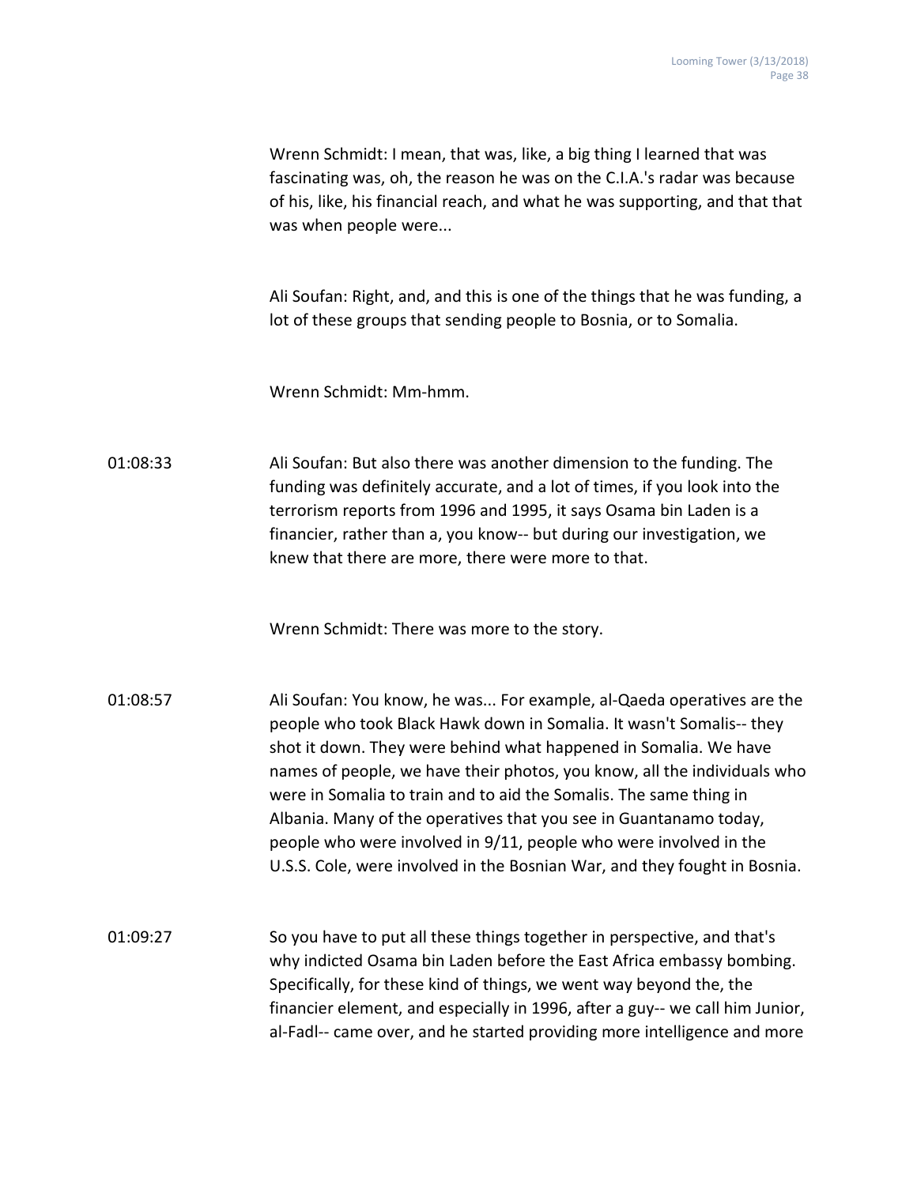Wrenn Schmidt: I mean, that was, like, a big thing I learned that was fascinating was, oh, the reason he was on the C.I.A.'s radar was because of his, like, his financial reach, and what he was supporting, and that that was when people were...

Ali Soufan: Right, and, and this is one of the things that he was funding, a lot of these groups that sending people to Bosnia, or to Somalia.

Wrenn Schmidt: Mm-hmm.

01:08:33 Ali Soufan: But also there was another dimension to the funding. The funding was definitely accurate, and a lot of times, if you look into the terrorism reports from 1996 and 1995, it says Osama bin Laden is a financier, rather than a, you know-- but during our investigation, we knew that there are more, there were more to that.

Wrenn Schmidt: There was more to the story.

01:08:57 Ali Soufan: You know, he was... For example, al-Qaeda operatives are the people who took Black Hawk down in Somalia. It wasn't Somalis-- they shot it down. They were behind what happened in Somalia. We have names of people, we have their photos, you know, all the individuals who were in Somalia to train and to aid the Somalis. The same thing in Albania. Many of the operatives that you see in Guantanamo today, people who were involved in 9/11, people who were involved in the U.S.S. Cole, were involved in the Bosnian War, and they fought in Bosnia.

01:09:27 So you have to put all these things together in perspective, and that's why indicted Osama bin Laden before the East Africa embassy bombing. Specifically, for these kind of things, we went way beyond the, the financier element, and especially in 1996, after a guy-- we call him Junior, al-Fadl-- came over, and he started providing more intelligence and more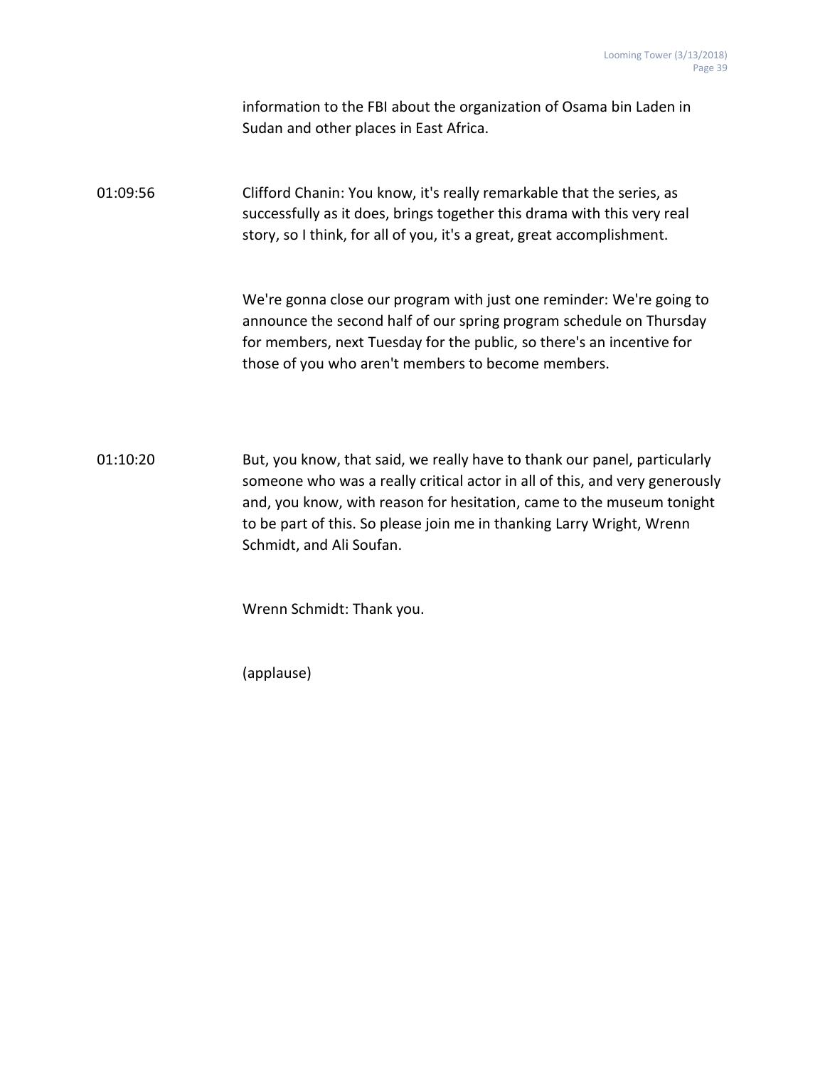information to the FBI about the organization of Osama bin Laden in Sudan and other places in East Africa.

01:09:56 Clifford Chanin: You know, it's really remarkable that the series, as successfully as it does, brings together this drama with this very real story, so I think, for all of you, it's a great, great accomplishment.

We're gonna close our program with just one reminder: We're going to announce the second half of our spring program schedule on Thursday for members, next Tuesday for the public, so there's an incentive for those of you who aren't members to become members.

01:10:20 But, you know, that said, we really have to thank our panel, particularly someone who was a really critical actor in all of this, and very generously and, you know, with reason for hesitation, came to the museum tonight to be part of this. So please join me in thanking Larry Wright, Wrenn Schmidt, and Ali Soufan.

Wrenn Schmidt: Thank you.

(applause)